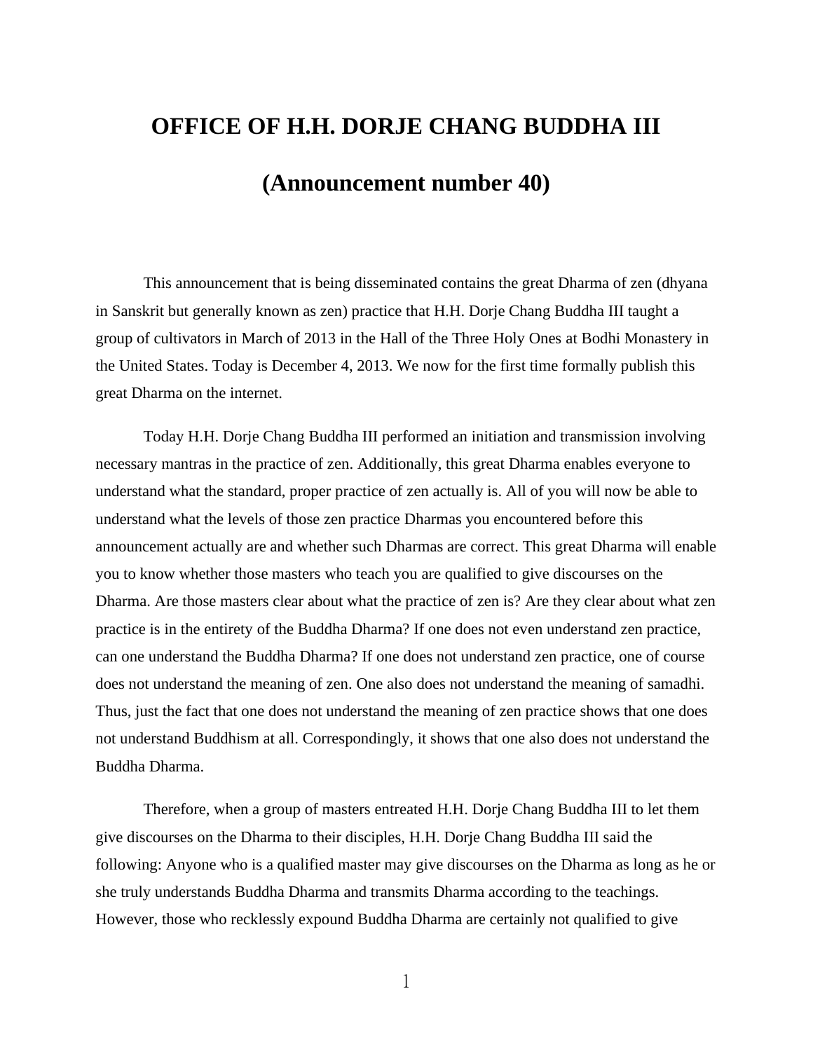# OFFICE OF H.H. DORJE CHANG BUDDHA III

## (Announcement number 40)

This announcement that is being disseminated contains the great Dharma of zen (dhyana in Sanskrit but generally known as zen) practice that H.H. Dorje Chang Buddha III taught a group of cultivators in March of 2013 in the Hall of the Three Holy Ones at Bodhi Monastery in the United States. Today is December 4, 2013. We now for the first time formally publish this great Dharma on the internet.

Today H.H. Dorje Chang Buddha III performed an initiation and transmission involving necessary mantras in the practice of zen. Additionally, this great Dharma enables everyone to understand what the standard, proper practice of zen actually is. All of you will now be able to understand what the levels of those zen practice Dharmas you encountered before this announcement actually are and whether such Dharmas are correct. This great Dharma will enable you to know whether those masters who teach you are qualified to give discourses on the Dharma. Are those masters clear about what the practice of zen is? Are they clear about what zen practice is in the entirety of the Buddha Dharma? If one does not even understand zen practice, can one understand the Buddha Dharma? If one does not understand zen practice, one of course does not understand the meaning of zen. One also does not understand the meaning of samadhi. Thus, just the fact that one does not understand the meaning of zen practice shows that one does not understand Buddhism at all. Correspondingly, it shows that one also does not understand the Buddha Dharma.

Therefore, when a group of masters entreated H.H. Dorje Chang Buddha III to let them give discourses on the Dharma to their disciples, H.H. Dorje Chang Buddha III said the following: Anyone who is a qualified master may give discourses on the Dharma as long as he or she truly understands Buddha Dharma and transmits Dharma according to the teachings. However, those who recklessly expound Buddha Dharma are certainly not qualified to give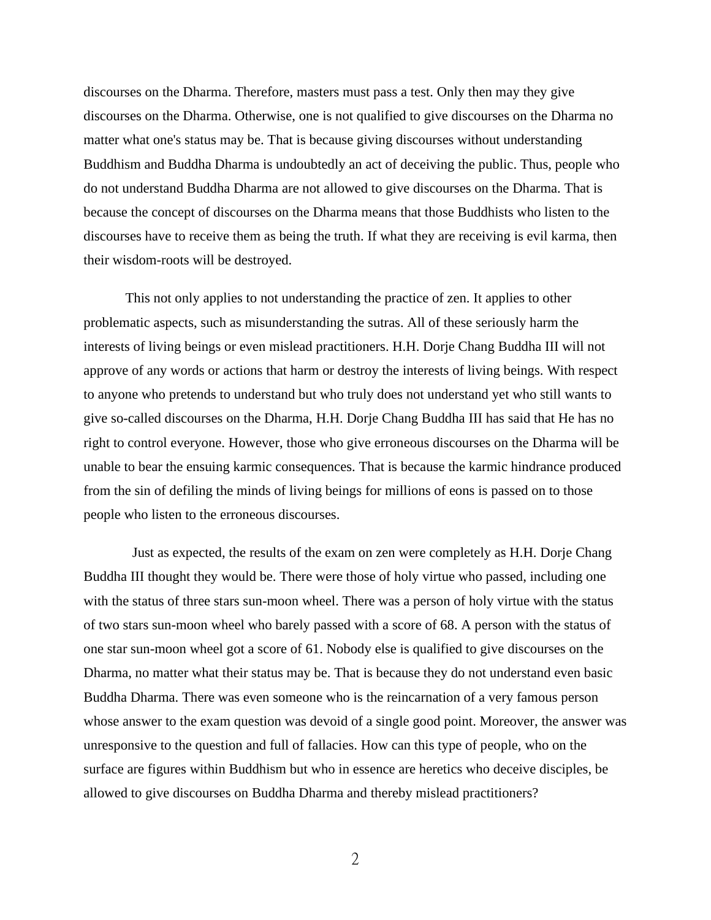discourses on the Dharma. Therefore, masters must pass a test. Only then may they give discourses on the Dharma. Otherwise, one is not qualified to give discourses on the Dharma no matter what one's status may be. That is because giving discourses without understanding Buddhism and Buddha Dharma is undoubtedly an act of deceiving the public. Thus, people who do not understand Buddha Dharma are not allowed to give discourses on the Dharma. That is because the concept of discourses on the Dharma means that those Buddhists who listen to the discourses have to receive them as being the truth. If what they are receiving is evil karma, then their wisdom-roots will be destroyed.

This not only applies to not understanding the practice of zen. It applies to other problematic aspects, such as misunderstanding the sutras. All of these seriously harm the interests of living beings or even mislead practitioners. H.H. Dorje Chang Buddha III will not approve of any words or actions that harm or destroy the interests of living beings. With respect to anyone who pretends to understand but who truly does not understand yet who still wants to give so-called discourses on the Dharma, H.H. Dorje Chang Buddha III has said that He has no right to control everyone. However, those who give erroneous discourses on the Dharma will be unable to bear the ensuing karmic consequences. That is because the karmic hindrance produced from the sin of defiling the minds of living beings for millions of eons is passed on to those people who listen to the erroneous discourses.

Just as expected, the results of the exam on zen were completely as H.H. Dorje Chang Buddha III thought they would be. There were those of holy virtue who passed, including one with the status of three stars sun-moon wheel. There was a person of holy virtue with the status of two stars sun-moon wheel who barely passed with a score of 68. A person with the status of one star sun-moon wheel got a score of 61. Nobody else is qualified to give discourses on the Dharma, no matter what their status may be. That is because they do not understand even basic Buddha Dharma. There was even someone who is the reincarnation of a very famous person whose answer to the exam question was devoid of a single good point. Moreover, the answer was unresponsive to the question and full of fallacies. How can this type of people, who on the surface are figures within Buddhism but who in essence are heretics who deceive disciples, be allowed to give discourses on Buddha Dharma and thereby mislead practitioners?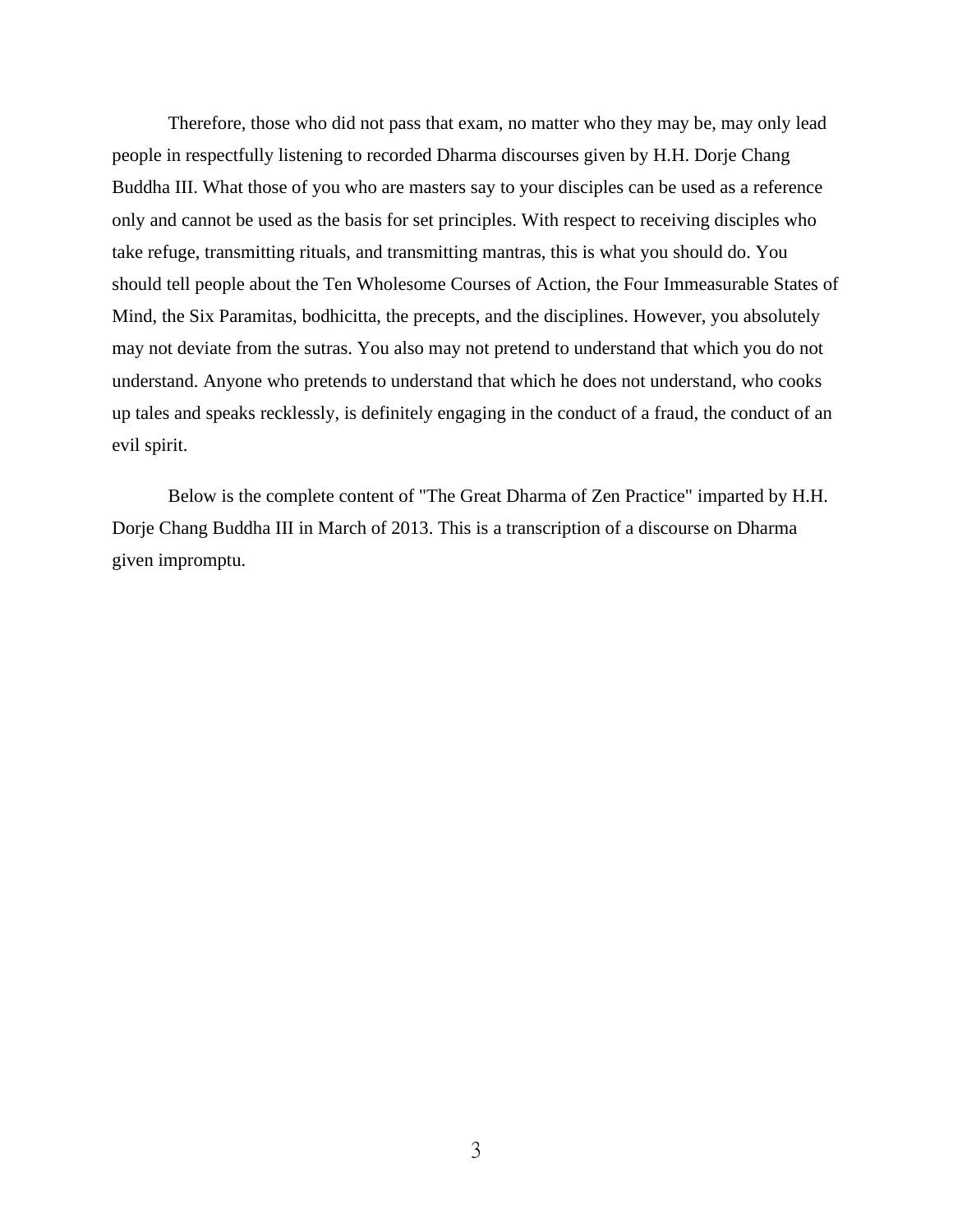Therefore, those who did not pass that exam, no matter who they may be, may only lead people in respectfully listening to recorded Dharma discourses given by H.H. Dorje Chang Buddha III. What those of you who are masters say to your disciples can be used as a reference only and cannot be used as the basis for set principles. With respect to receiving disciples who take refuge, transmitting rituals, and transmitting mantras, this is what you should do. You should tell people about the Ten Wholesome Courses of Action, the Four Immeasurable States of Mind, the Six Paramitas, bodhicitta, the precepts, and the disciplines. However, you absolutely may not deviate from the sutras. You also may not pretend to understand that which you do not understand. Anyone who pretends to understand that which he does not understand, who cooks up tales and speaks recklessly, is definitely engaging in the conduct of a fraud, the conduct of an evil spirit.

Below is the complete content of "The Great Dharma of Zen Practice" imparted by H.H. Dorje Chang Buddha III in March of 2013. This is a transcription of a discourse on Dharma given impromptu.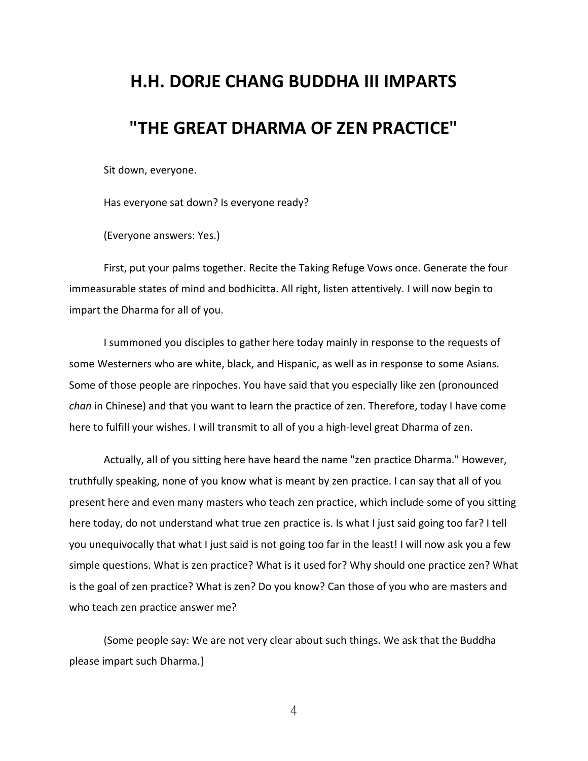# H.H. DORJE CHANG BUDDHA III IMPARTS "THE GREAT DHARMA OF ZEN PRACTICE"

Sit down, everyone.

Has everyone sat down? Is everyone ready?

(Everyone answers: Yes.)

First, put your palms together. Recite the Taking Refuge Vows once. Generate the four immeasurable states of mind and bodhicitta. All right, listen attentively. I will now begin to impart the Dharma for all of you.

I summoned you disciples to gather here today mainly in response to the requests of some Westerners who are white, black, and Hispanic, as well as in response to some Asians. Some of those people are rinpoches. You have said that you especially like zen (pronounced *chan* in Chinese) and that you want to learn the practice of zen. Therefore, today I have come here to fulfill your wishes. I will transmit to all of you a high-level great Dharma of zen.

Actually, all of you sitting here have heard the name "zen practice Dharma." However, truthfully speaking, none of you know what is meant by zen practice. I can say that all of you present here and even many masters who teach zen practice, which include some of you sitting here today, do not understand what true zen practice is. Is what I just said going too far? I tell you unequivocally that what I just said is not going too far in the least! I will now ask you a few simple questions. What is zen practice? What is it used for? Why should one practice zen? What is the goal of zen practice? What is zen? Do you know? Can those of you who are masters and who teach zen practice answer me?

(Some people say: We are not very clear about such things. We ask that the Buddha please impart such Dharma.]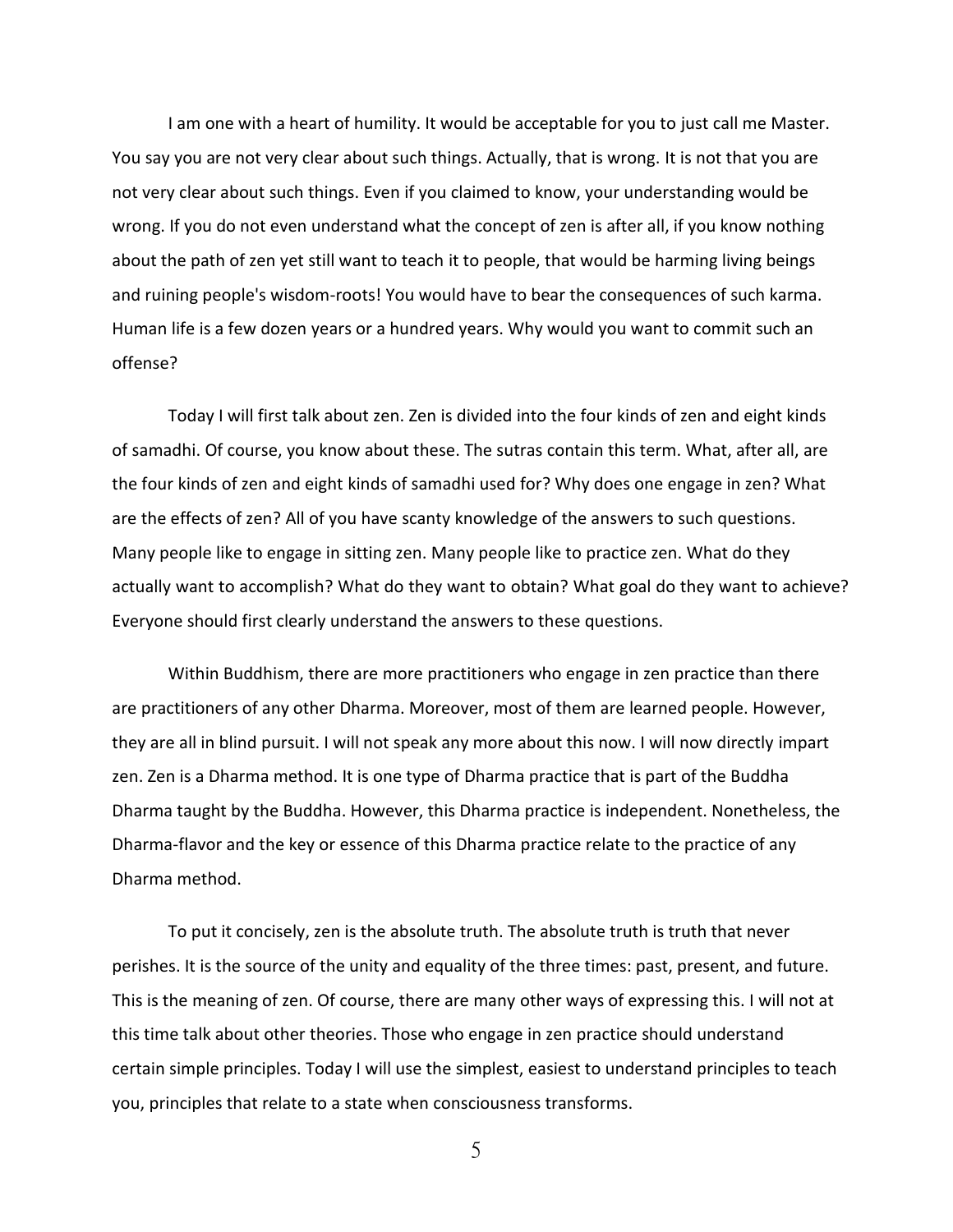I am one with a heart of humility. It would be acceptable for you to just call me Master. You say you are not very clear about such things. Actually, that is wrong. It is not that you are not very clear about such things. Even if you claimed to know, your understanding would be wrong. If you do not even understand what the concept of zen is after all, if you know nothing about the path of zen yet still want to teach it to people, that would be harming living beings and ruining people's wisdom-roots! You would have to bear the consequences of such karma. Human life is a few dozen years or a hundred years. Why would you want to commit such an offense?

Today I will first talk about zen. Zen is divided into the four kinds of zen and eight kinds of samadhi. Of course, you know about these. The sutras contain this term. What, after all, are the four kinds of zen and eight kinds of samadhi used for? Why does one engage in zen? What are the effects of zen? All of you have scanty knowledge of the answers to such questions. Many people like to engage in sitting zen. Many people like to practice zen. What do they actually want to accomplish? What do they want to obtain? What goal do they want to achieve? Everyone should first clearly understand the answers to these questions.

Within Buddhism, there are more practitioners who engage in zen practice than there are practitioners of any other Dharma. Moreover, most of them are learned people. However, they are all in blind pursuit. I will not speak any more about this now. I will now directly impart zen. Zen is a Dharma method. It is one type of Dharma practice that is part of the Buddha Dharma taught by the Buddha. However, this Dharma practice is independent. Nonetheless, the Dharma-flavor and the key or essence of this Dharma practice relate to the practice of any Dharma method.

To put it concisely, zen is the absolute truth. The absolute truth is truth that never perishes. It is the source of the unity and equality of the three times: past, present, and future. This is the meaning of zen. Of course, there are many other ways of expressing this. I will not at this time talk about other theories. Those who engage in zen practice should understand certain simple principles. Today I will use the simplest, easiest to understand principles to teach you, principles that relate to a state when consciousness transforms.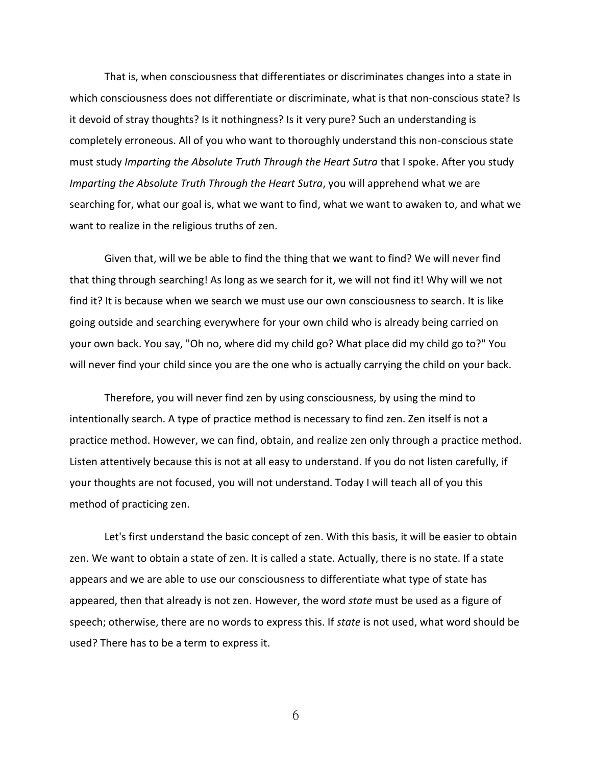That is, when consciousness that differentiates or discriminates changes into a state in which consciousness does not differentiate or discriminate, what is that non-conscious state? Is it devoid of stray thoughts? Is it nothingness? Is it very pure? Such an understanding is completely erroneous. All of you who want to thoroughly understand this non-conscious state must study *Imparting the Absolute Truth Through the Heart Sutra* that I spoke. After you study *Imparting the Absolute Truth Through the Heart Sutra*, you will apprehend what we are searching for, what our goal is, what we want to find, what we want to awaken to, and what we want to realize in the religious truths of zen.

Given that, will we be able to find the thing that we want to find? We will never find that thing through searching! As long as we search for it, we will not find it! Why will we not find it? It is because when we search we must use our own consciousness to search. It is like going outside and searching everywhere for your own child who is already being carried on your own back. You say, "Oh no, where did my child go? What place did my child go to?" You will never find your child since you are the one who is actually carrying the child on your back.

Therefore, you will never find zen by using consciousness, by using the mind to intentionally search. A type of practice method is necessary to find zen. Zen itself is not a practice method. However, we can find, obtain, and realize zen only through a practice method. Listen attentively because this is not at all easy to understand. If you do not listen carefully, if your thoughts are not focused, you will not understand. Today I will teach all of you this method of practicing zen.

Let's first understand the basic concept of zen. With this basis, it will be easier to obtain zen. We want to obtain a state of zen. It is called a state. Actually, there is no state. If a state appears and we are able to use our consciousness to differentiate what type of state has appeared, then that already is not zen. However, the word *state* must be used as a figure of speech; otherwise, there are no words to express this. If *state* is not used, what word should be used? There has to be a term to express it.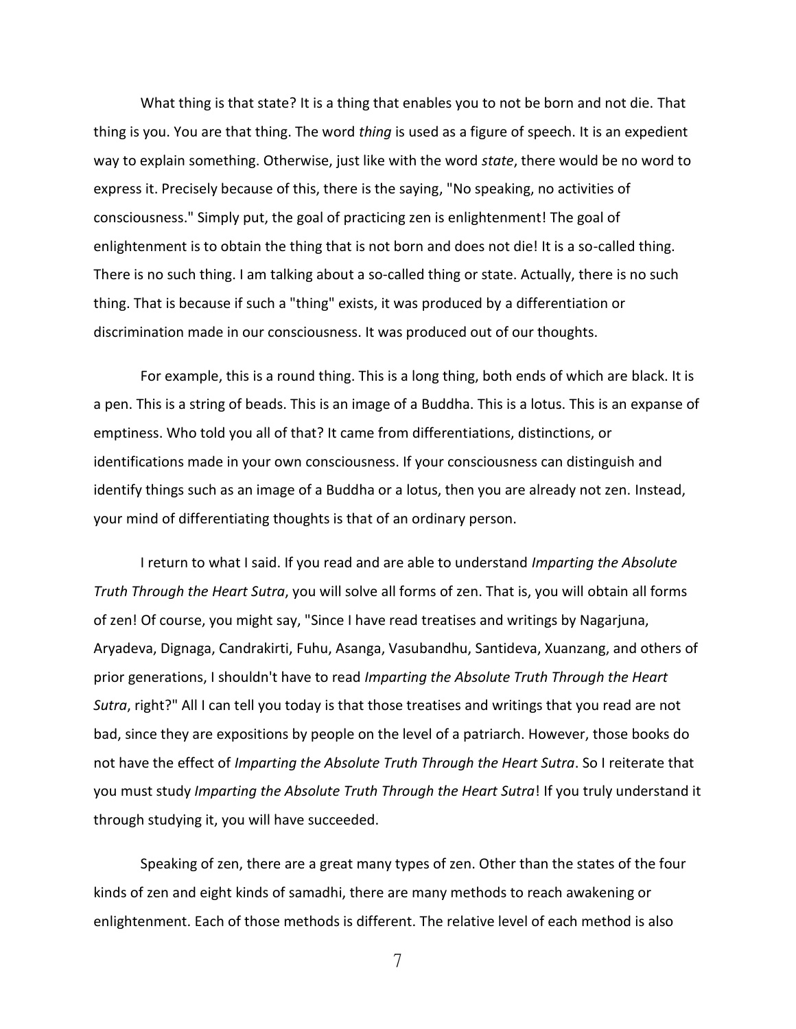What thing is that state? It is a thing that enables you to not be born and not die. That thing is you. You are that thing. The word *thing* is used as a figure of speech. It is an expedient way to explain something. Otherwise, just like with the word *state*, there would be no word to express it. Precisely because of this, there is the saying, "No speaking, no activities of consciousness." Simply put, the goal of practicing zen is enlightenment! The goal of enlightenment is to obtain the thing that is not born and does not die! It is a so-called thing. There is no such thing. I am talking about a so-called thing or state. Actually, there is no such thing. That is because if such a "thing" exists, it was produced by a differentiation or discrimination made in our consciousness. It was produced out of our thoughts.

For example, this is a round thing. This is a long thing, both ends of which are black. It is a pen. This is a string of beads. This is an image of a Buddha. This is a lotus. This is an expanse of emptiness. Who told you all of that? It came from differentiations, distinctions, or identifications made in your own consciousness. If your consciousness can distinguish and identify things such as an image of a Buddha or a lotus, then you are already not zen. Instead, your mind of differentiating thoughts is that of an ordinary person.

I return to what I said. If you read and are able to understand *Imparting the Absolute Truth Through the Heart Sutra*, you will solve all forms of zen. That is, you will obtain all forms of zen! Of course, you might say, "Since I have read treatises and writings by Nagarjuna, Aryadeva, Dignaga, Candrakirti, Fuhu, Asanga, Vasubandhu, Santideva, Xuanzang, and others of prior generations, I shouldn't have to read *Imparting the Absolute Truth Through the Heart Sutra*, right?" All I can tell you today is that those treatises and writings that you read are not bad, since they are expositions by people on the level of a patriarch. However, those books do not have the effect of *Imparting the Absolute Truth Through the Heart Sutra*. So I reiterate that you must study *Imparting the Absolute Truth Through the Heart Sutra*! If you truly understand it through studying it, you will have succeeded.

Speaking of zen, there are a great many types of zen. Other than the states of the four kinds of zen and eight kinds of samadhi, there are many methods to reach awakening or enlightenment. Each of those methods is different. The relative level of each method is also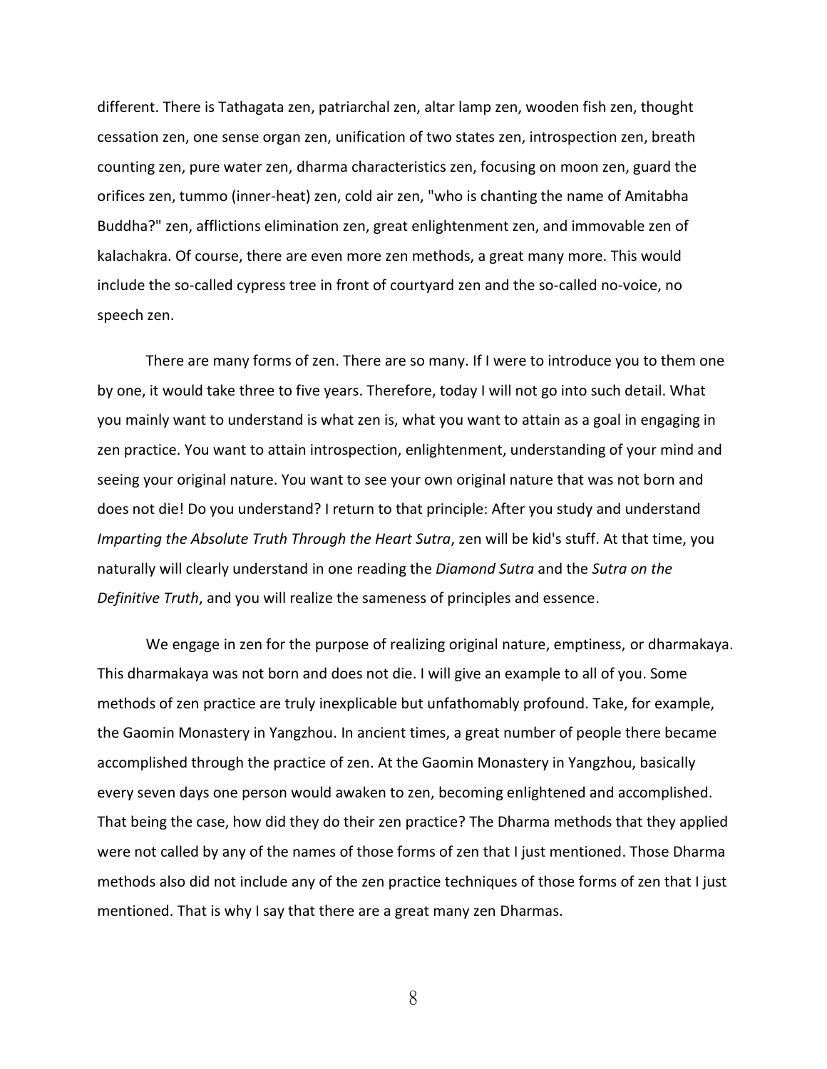different. There is Tathagata zen, patriarchal zen, altar lamp zen, wooden fish zen, thought cessation zen, one sense organ zen, unification of two states zen, introspection zen, breath counting zen, pure water zen, dharma characteristics zen, focusing on moon zen, guard the orifices zen, tummo (inner-heat) zen, cold air zen, "who is chanting the name of Amitabha Buddha?" zen, afflictions elimination zen, great enlightenment zen, and immovable zen of kalachakra. Of course, there are even more zen methods, a great many more. This would include the so-called cypress tree in front of courtyard zen and the so-called no-voice, no speech zen.

There are many forms of zen. There are so many. If I were to introduce you to them one by one, it would take three to five years. Therefore, today I will not go into such detail. What you mainly want to understand is what zen is, what you want to attain as a goal in engaging in zen practice. You want to attain introspection, enlightenment, understanding of your mind and seeing your original nature. You want to see your own original nature that was not born and does not die! Do you understand? I return to that principle: After you study and understand *Imparting the Absolute Truth Through the Heart Sutra*, zen will be kid's stuff. At that time, you naturally will clearly understand in one reading the *Diamond Sutra* and the *Sutra on the Definitive Truth*, and you will realize the sameness of principles and essence.

We engage in zen for the purpose of realizing original nature, emptiness, or dharmakaya. This dharmakaya was not born and does not die. I will give an example to all of you. Some methods of zen practice are truly inexplicable but unfathomably profound. Take, for example, the Gaomin Monastery in Yangzhou. In ancient times, a great number of people there became accomplished through the practice of zen. At the Gaomin Monastery in Yangzhou, basically every seven days one person would awaken to zen, becoming enlightened and accomplished. That being the case, how did they do their zen practice? The Dharma methods that they applied were not called by any of the names of those forms of zen that I just mentioned. Those Dharma methods also did not include any of the zen practice techniques of those forms of zen that I just mentioned. That is why I say that there are a great many zen Dharmas.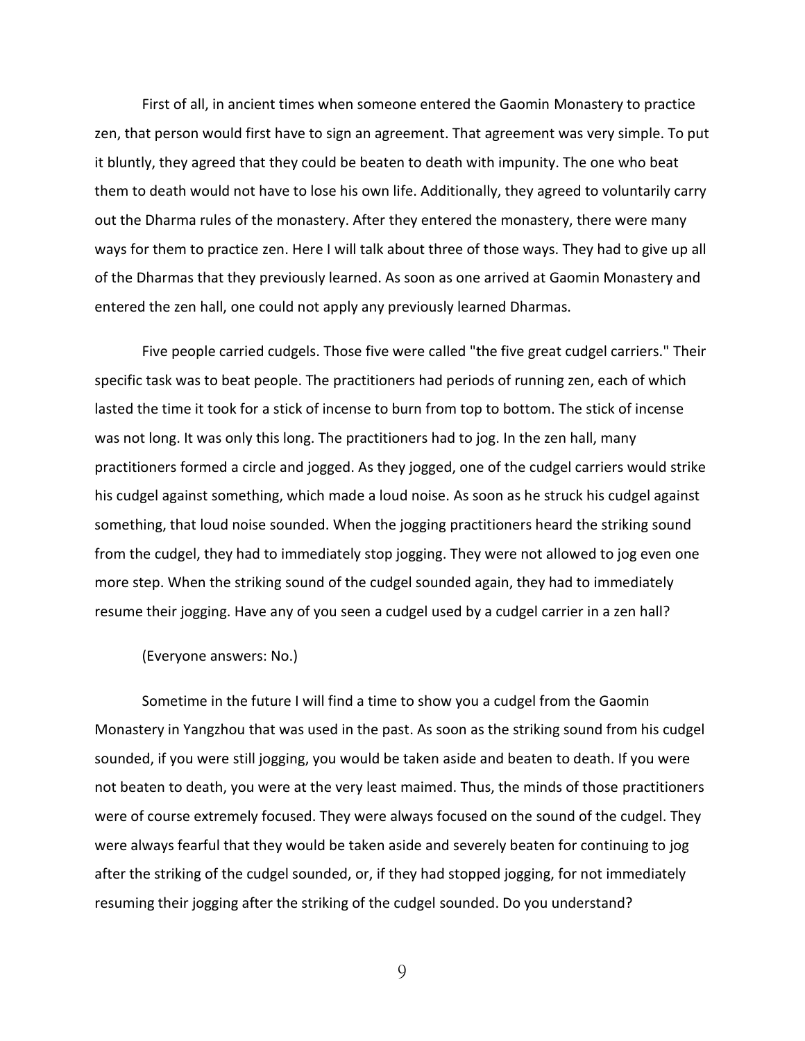First of all, in ancient times when someone entered the Gaomin Monastery to practice zen, that person would first have to sign an agreement. That agreement was very simple. To put it bluntly, they agreed that they could be beaten to death with impunity. The one who beat them to death would not have to lose his own life. Additionally, they agreed to voluntarily carry out the Dharma rules of the monastery. After they entered the monastery, there were many ways for them to practice zen. Here I will talk about three of those ways. They had to give up all of the Dharmas that they previously learned. As soon as one arrived at Gaomin Monastery and entered the zen hall, one could not apply any previously learned Dharmas.

Five people carried cudgels. Those five were called "the five great cudgel carriers." Their specific task was to beat people. The practitioners had periods of running zen, each of which lasted the time it took for a stick of incense to burn from top to bottom. The stick of incense was not long. It was only this long. The practitioners had to jog. In the zen hall, many practitioners formed a circle and jogged. As they jogged, one of the cudgel carriers would strike his cudgel against something, which made a loud noise. As soon as he struck his cudgel against something, that loud noise sounded. When the jogging practitioners heard the striking sound from the cudgel, they had to immediately stop jogging. They were not allowed to jog even one more step. When the striking sound of the cudgel sounded again, they had to immediately resume their jogging. Have any of you seen a cudgel used by a cudgel carrier in a zen hall?

(Everyone answers: No.)

Sometime in the future I will find a time to show you a cudgel from the Gaomin Monastery in Yangzhou that was used in the past. As soon as the striking sound from his cudgel sounded, if you were still jogging, you would be taken aside and beaten to death. If you were not beaten to death, you were at the very least maimed. Thus, the minds of those practitioners were of course extremely focused. They were always focused on the sound of the cudgel. They were always fearful that they would be taken aside and severely beaten for continuing to jog after the striking of the cudgel sounded, or, if they had stopped jogging, for not immediately resuming their jogging after the striking of the cudgel sounded. Do you understand?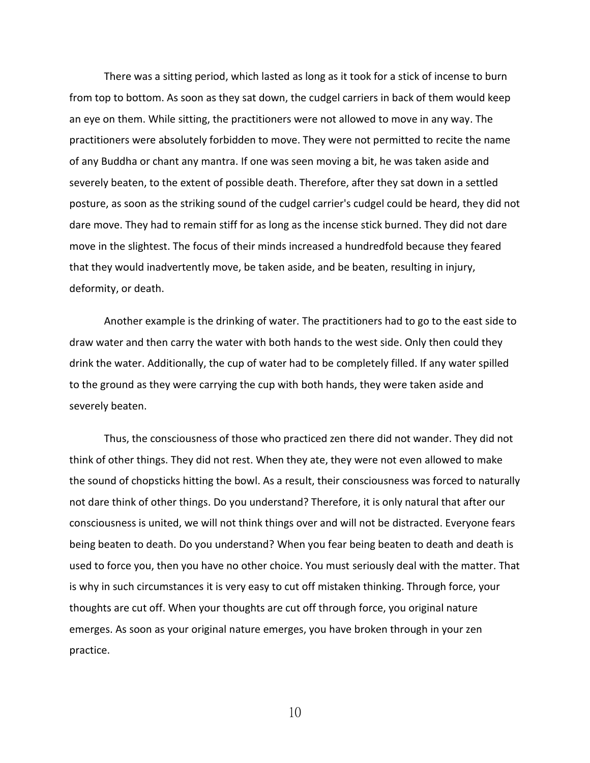There was a sitting period, which lasted as long as it took for a stick of incense to burn from top to bottom. As soon as they sat down, the cudgel carriers in back of them would keep an eye on them. While sitting, the practitioners were not allowed to move in any way. The practitioners were absolutely forbidden to move. They were not permitted to recite the name of any Buddha or chant any mantra. If one was seen moving a bit, he was taken aside and severely beaten, to the extent of possible death. Therefore, after they sat down in a settled posture, as soon as the striking sound of the cudgel carrier's cudgel could be heard, they did not dare move. They had to remain stiff for as long as the incense stick burned. They did not dare move in the slightest. The focus of their minds increased a hundredfold because they feared that they would inadvertently move, be taken aside, and be beaten, resulting in injury, deformity, or death.

Another example is the drinking of water. The practitioners had to go to the east side to draw water and then carry the water with both hands to the west side. Only then could they drink the water. Additionally, the cup of water had to be completely filled. If any water spilled to the ground as they were carrying the cup with both hands, they were taken aside and severely beaten.

Thus, the consciousness of those who practiced zen there did not wander. They did not think of other things. They did not rest. When they ate, they were not even allowed to make the sound of chopsticks hitting the bowl. As a result, their consciousness was forced to naturally not dare think of other things. Do you understand? Therefore, it is only natural that after our consciousness is united, we will not think things over and will not be distracted. Everyone fears being beaten to death. Do you understand? When you fear being beaten to death and death is used to force you, then you have no other choice. You must seriously deal with the matter. That is why in such circumstances it is very easy to cut off mistaken thinking. Through force, your thoughts are cut off. When your thoughts are cut off through force, you original nature emerges. As soon as your original nature emerges, you have broken through in your zen practice.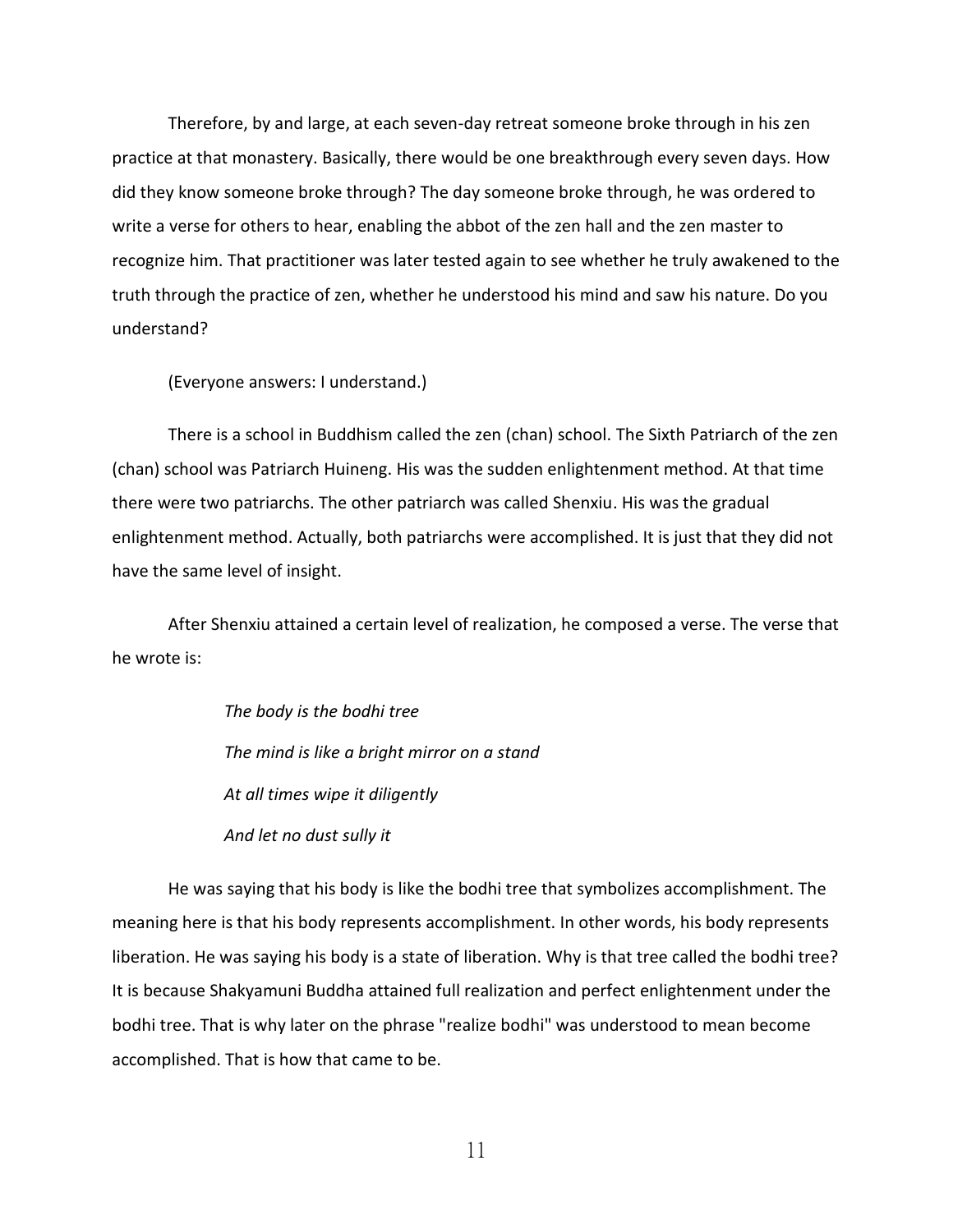Therefore, by and large, at each seven-day retreat someone broke through in his zen practice at that monastery. Basically, there would be one breakthrough every seven days. How did they know someone broke through? The day someone broke through, he was ordered to write a verse for others to hear, enabling the abbot of the zen hall and the zen master to recognize him. That practitioner was later tested again to see whether he truly awakened to the truth through the practice of zen, whether he understood his mind and saw his nature. Do you understand?

(Everyone answers: I understand.)

There is a school in Buddhism called the zen (chan) school. The Sixth Patriarch of the zen (chan) school was Patriarch Huineng. His was the sudden enlightenment method. At that time there were two patriarchs. The other patriarch was called Shenxiu. His was the gradual enlightenment method. Actually, both patriarchs were accomplished. It is just that they did not have the same level of insight.

After Shenxiu attained a certain level of realization, he composed a verse. The verse that he wrote is:

> *The body is the bodhi tree*
>
> *The mind is like a bright mirror on a stand*
>
> *At all times wipe it diligently*
>
> *And let no dust sully it*

He was saying that his body is like the bodhi tree that symbolizes accomplishment. The meaning here is that his body represents accomplishment. In other words, his body represents liberation. He was saying his body is a state of liberation. Why is that tree called the bodhi tree? It is because Shakyamuni Buddha attained full realization and perfect enlightenment under the bodhi tree. That is why later on the phrase "realize bodhi" was understood to mean become accomplished. That is how that came to be.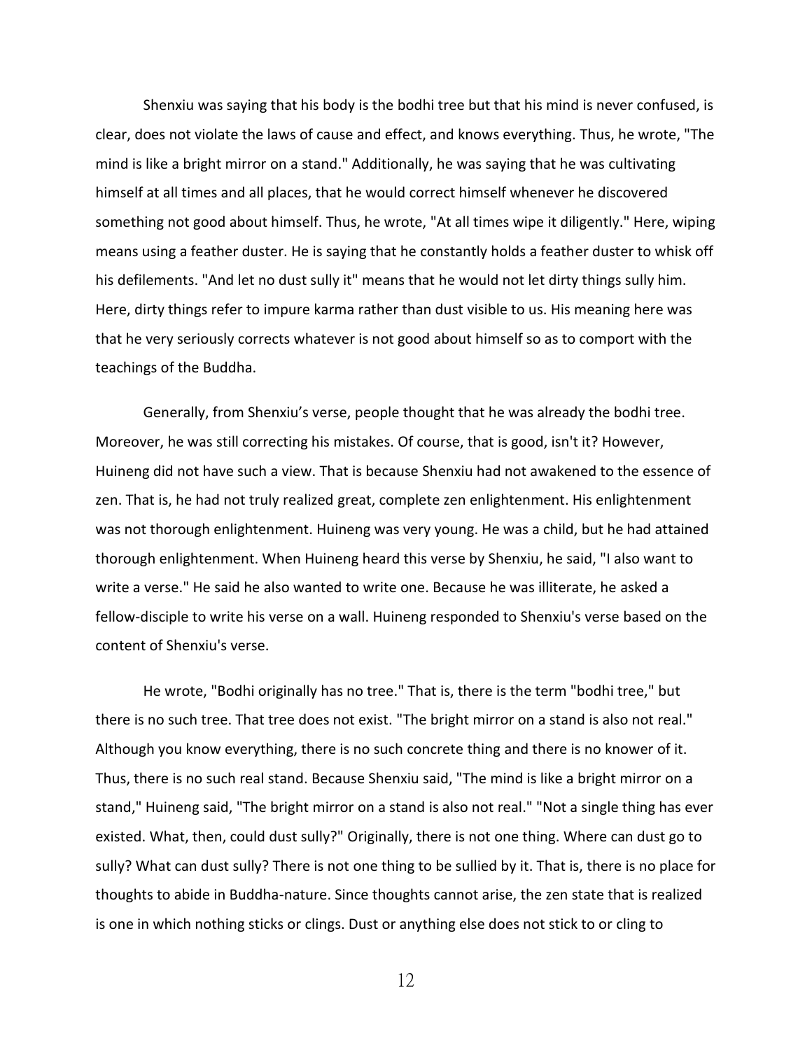Shenxiu was saying that his body is the bodhi tree but that his mind is never confused, is clear, does not violate the laws of cause and effect, and knows everything. Thus, he wrote, "The mind is like a bright mirror on a stand." Additionally, he was saying that he was cultivating himself at all times and all places, that he would correct himself whenever he discovered something not good about himself. Thus, he wrote, "At all times wipe it diligently." Here, wiping means using a feather duster. He is saying that he constantly holds a feather duster to whisk off his defilements. "And let no dust sully it" means that he would not let dirty things sully him. Here, dirty things refer to impure karma rather than dust visible to us. His meaning here was that he very seriously corrects whatever is not good about himself so as to comport with the teachings of the Buddha.

Generally, from Shenxiu's verse, people thought that he was already the bodhi tree. Moreover, he was still correcting his mistakes. Of course, that is good, isn't it? However, Huineng did not have such a view. That is because Shenxiu had not awakened to the essence of zen. That is, he had not truly realized great, complete zen enlightenment. His enlightenment was not thorough enlightenment. Huineng was very young. He was a child, but he had attained thorough enlightenment. When Huineng heard this verse by Shenxiu, he said, "I also want to write a verse." He said he also wanted to write one. Because he was illiterate, he asked a fellow-disciple to write his verse on a wall. Huineng responded to Shenxiu's verse based on the content of Shenxiu's verse.

He wrote, "Bodhi originally has no tree." That is, there is the term "bodhi tree," but there is no such tree. That tree does not exist. "The bright mirror on a stand is also not real." Although you know everything, there is no such concrete thing and there is no knower of it. Thus, there is no such real stand. Because Shenxiu said, "The mind is like a bright mirror on a stand," Huineng said, "The bright mirror on a stand is also not real." "Not a single thing has ever existed. What, then, could dust sully?" Originally, there is not one thing. Where can dust go to sully? What can dust sully? There is not one thing to be sullied by it. That is, there is no place for thoughts to abide in Buddha-nature. Since thoughts cannot arise, the zen state that is realized is one in which nothing sticks or clings. Dust or anything else does not stick to or cling to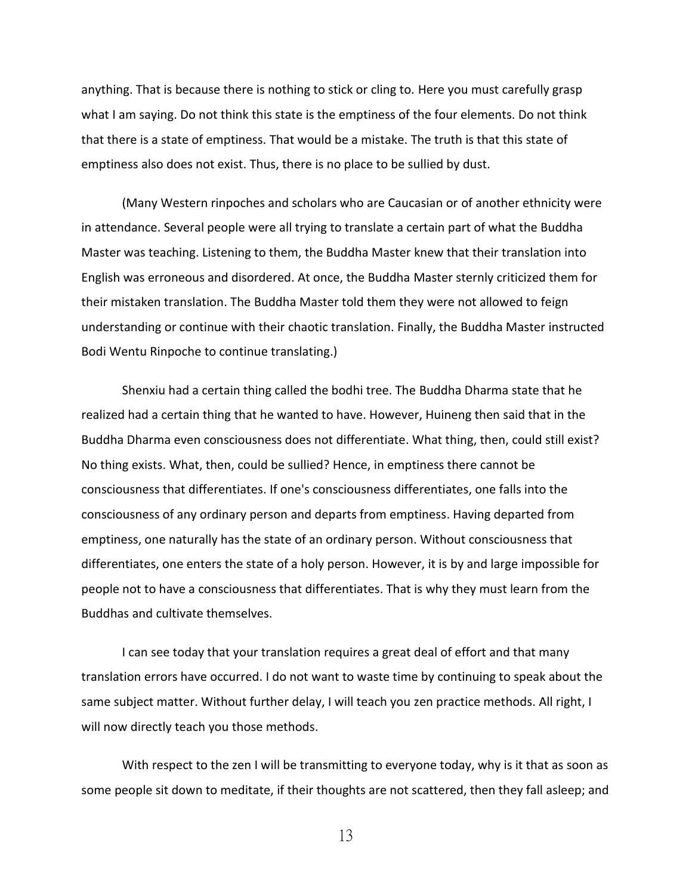anything. That is because there is nothing to stick or cling to. Here you must carefully grasp what I am saying. Do not think this state is the emptiness of the four elements. Do not think that there is a state of emptiness. That would be a mistake. The truth is that this state of emptiness also does not exist. Thus, there is no place to be sullied by dust.

(Many Western rinpoches and scholars who are Caucasian or of another ethnicity were in attendance. Several people were all trying to translate a certain part of what the Buddha Master was teaching. Listening to them, the Buddha Master knew that their translation into English was erroneous and disordered. At once, the Buddha Master sternly criticized them for their mistaken translation. The Buddha Master told them they were not allowed to feign understanding or continue with their chaotic translation. Finally, the Buddha Master instructed Bodi Wentu Rinpoche to continue translating.)

Shenxiu had a certain thing called the bodhi tree. The Buddha Dharma state that he realized had a certain thing that he wanted to have. However, Huineng then said that in the Buddha Dharma even consciousness does not differentiate. What thing, then, could still exist? No thing exists. What, then, could be sullied? Hence, in emptiness there cannot be consciousness that differentiates. If one's consciousness differentiates, one falls into the consciousness of any ordinary person and departs from emptiness. Having departed from emptiness, one naturally has the state of an ordinary person. Without consciousness that differentiates, one enters the state of a holy person. However, it is by and large impossible for people not to have a consciousness that differentiates. That is why they must learn from the Buddhas and cultivate themselves.

I can see today that your translation requires a great deal of effort and that many translation errors have occurred. I do not want to waste time by continuing to speak about the same subject matter. Without further delay, I will teach you zen practice methods. All right, I will now directly teach you those methods.

With respect to the zen I will be transmitting to everyone today, why is it that as soon as some people sit down to meditate, if their thoughts are not scattered, then they fall asleep; and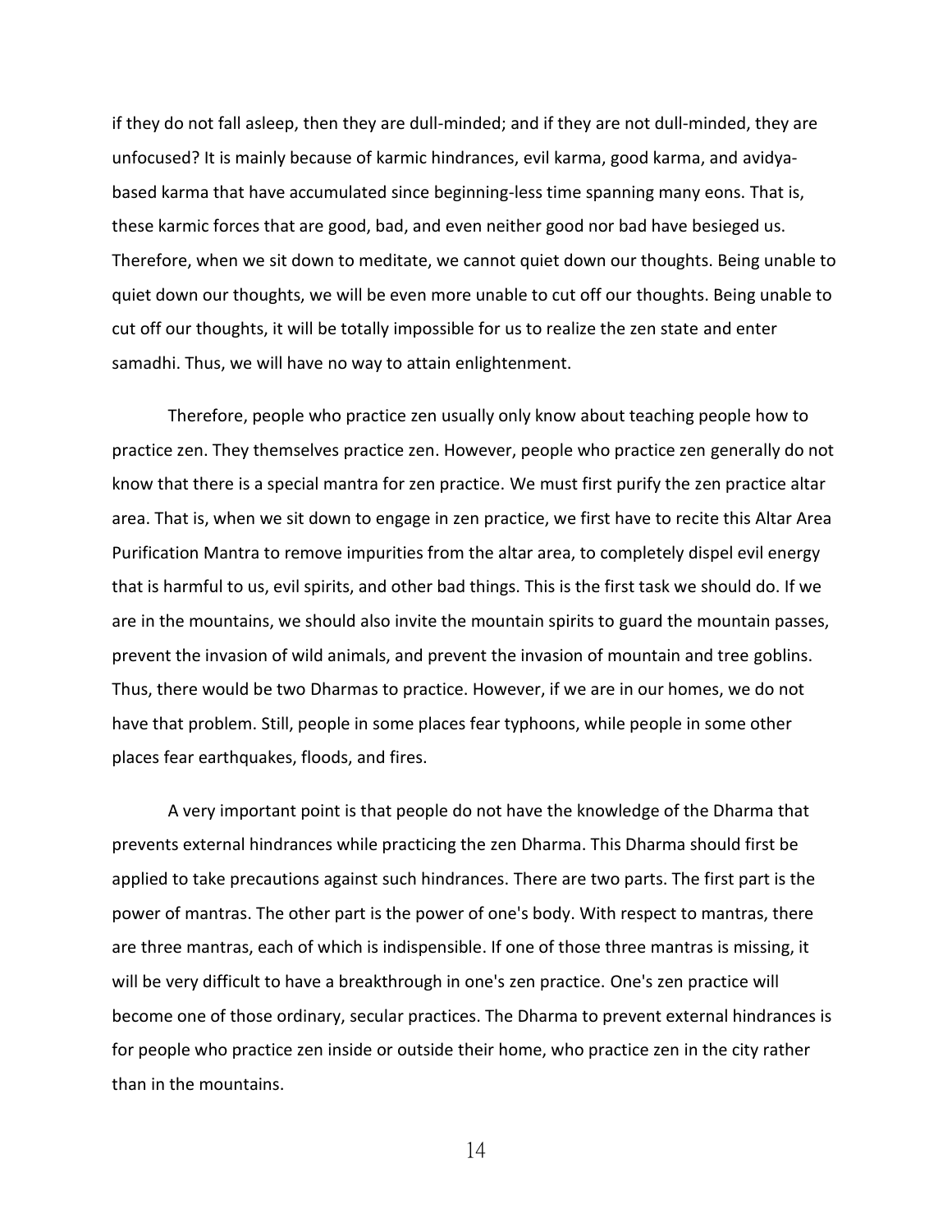if they do not fall asleep, then they are dull-minded; and if they are not dull-minded, they are unfocused? It is mainly because of karmic hindrances, evil karma, good karma, and avidya-based karma that have accumulated since beginning-less time spanning many eons. That is, these karmic forces that are good, bad, and even neither good nor bad have besieged us. Therefore, when we sit down to meditate, we cannot quiet down our thoughts. Being unable to quiet down our thoughts, we will be even more unable to cut off our thoughts. Being unable to cut off our thoughts, it will be totally impossible for us to realize the zen state and enter samadhi. Thus, we will have no way to attain enlightenment.

Therefore, people who practice zen usually only know about teaching people how to practice zen. They themselves practice zen. However, people who practice zen generally do not know that there is a special mantra for zen practice. We must first purify the zen practice altar area. That is, when we sit down to engage in zen practice, we first have to recite this Altar Area Purification Mantra to remove impurities from the altar area, to completely dispel evil energy that is harmful to us, evil spirits, and other bad things. This is the first task we should do. If we are in the mountains, we should also invite the mountain spirits to guard the mountain passes, prevent the invasion of wild animals, and prevent the invasion of mountain and tree goblins. Thus, there would be two Dharmas to practice. However, if we are in our homes, we do not have that problem. Still, people in some places fear typhoons, while people in some other places fear earthquakes, floods, and fires.

A very important point is that people do not have the knowledge of the Dharma that prevents external hindrances while practicing the zen Dharma. This Dharma should first be applied to take precautions against such hindrances. There are two parts. The first part is the power of mantras. The other part is the power of one's body. With respect to mantras, there are three mantras, each of which is indispensible. If one of those three mantras is missing, it will be very difficult to have a breakthrough in one's zen practice. One's zen practice will become one of those ordinary, secular practices. The Dharma to prevent external hindrances is for people who practice zen inside or outside their home, who practice zen in the city rather than in the mountains.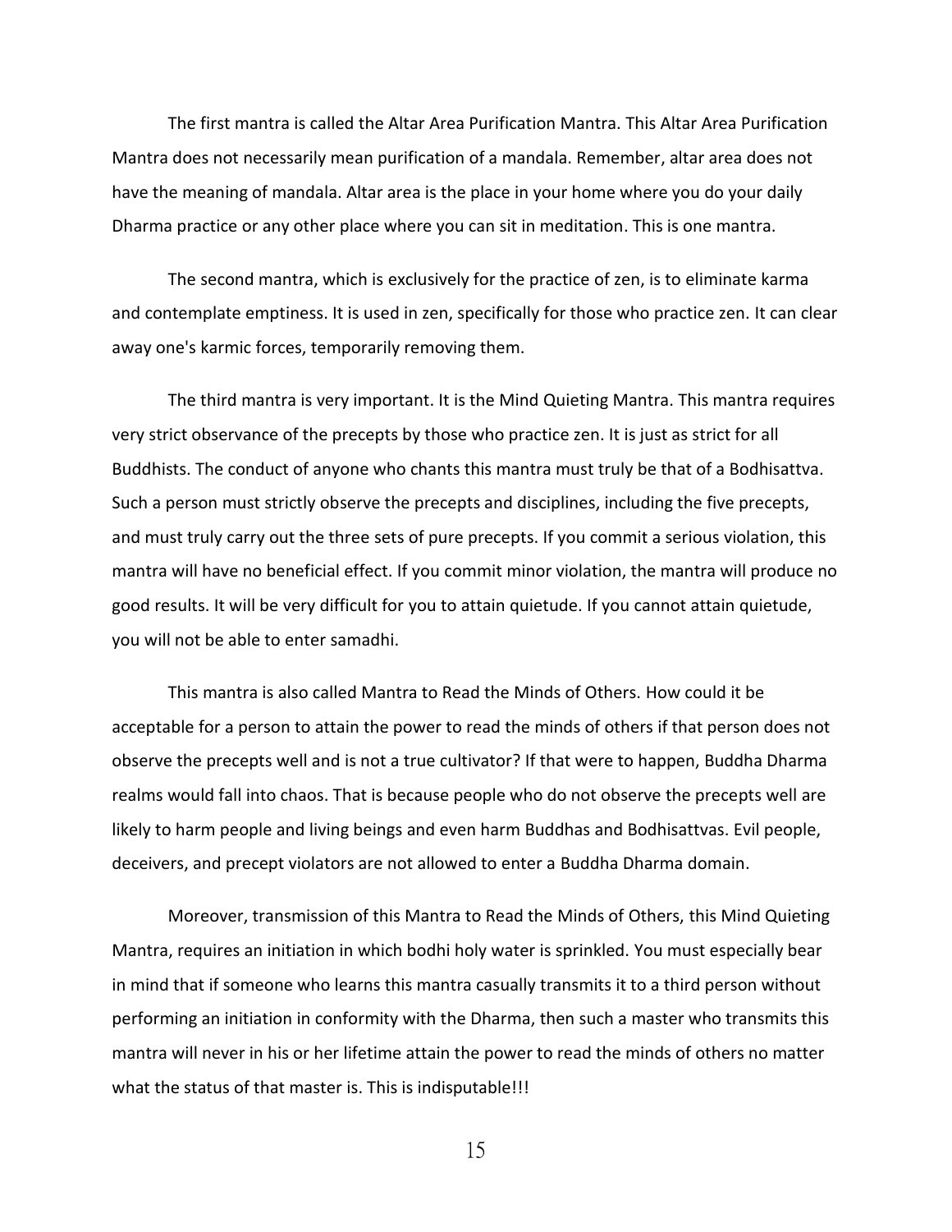The first mantra is called the Altar Area Purification Mantra. This Altar Area Purification Mantra does not necessarily mean purification of a mandala. Remember, altar area does not have the meaning of mandala. Altar area is the place in your home where you do your daily Dharma practice or any other place where you can sit in meditation. This is one mantra.

The second mantra, which is exclusively for the practice of zen, is to eliminate karma and contemplate emptiness. It is used in zen, specifically for those who practice zen. It can clear away one's karmic forces, temporarily removing them.

The third mantra is very important. It is the Mind Quieting Mantra. This mantra requires very strict observance of the precepts by those who practice zen. It is just as strict for all Buddhists. The conduct of anyone who chants this mantra must truly be that of a Bodhisattva. Such a person must strictly observe the precepts and disciplines, including the five precepts, and must truly carry out the three sets of pure precepts. If you commit a serious violation, this mantra will have no beneficial effect. If you commit minor violation, the mantra will produce no good results. It will be very difficult for you to attain quietude. If you cannot attain quietude, you will not be able to enter samadhi.

This mantra is also called Mantra to Read the Minds of Others. How could it be acceptable for a person to attain the power to read the minds of others if that person does not observe the precepts well and is not a true cultivator? If that were to happen, Buddha Dharma realms would fall into chaos. That is because people who do not observe the precepts well are likely to harm people and living beings and even harm Buddhas and Bodhisattvas. Evil people, deceivers, and precept violators are not allowed to enter a Buddha Dharma domain.

Moreover, transmission of this Mantra to Read the Minds of Others, this Mind Quieting Mantra, requires an initiation in which bodhi holy water is sprinkled. You must especially bear in mind that if someone who learns this mantra casually transmits it to a third person without performing an initiation in conformity with the Dharma, then such a master who transmits this mantra will never in his or her lifetime attain the power to read the minds of others no matter what the status of that master is. This is indisputable!!!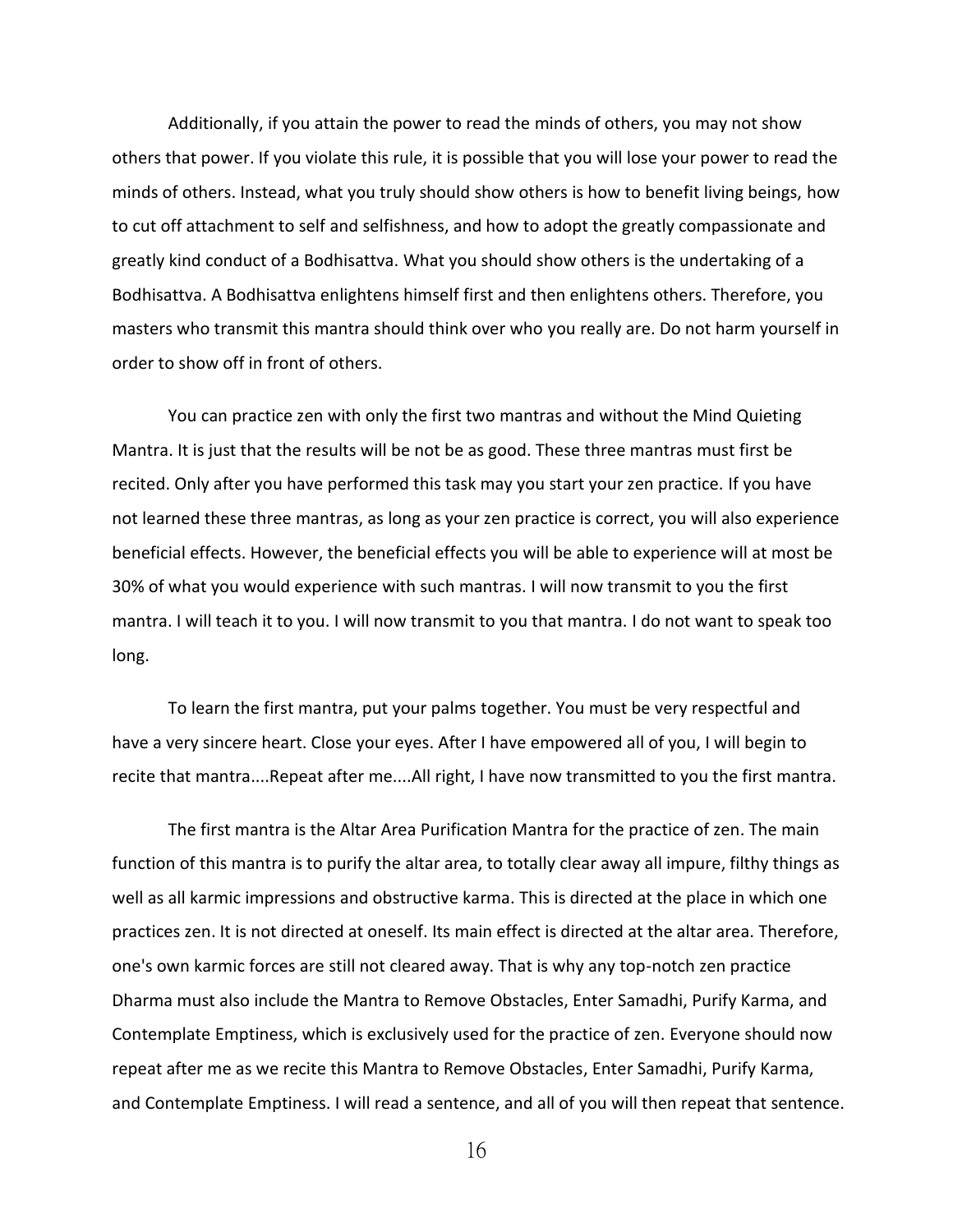Additionally, if you attain the power to read the minds of others, you may not show others that power. If you violate this rule, it is possible that you will lose your power to read the minds of others. Instead, what you truly should show others is how to benefit living beings, how to cut off attachment to self and selfishness, and how to adopt the greatly compassionate and greatly kind conduct of a Bodhisattva. What you should show others is the undertaking of a Bodhisattva. A Bodhisattva enlightens himself first and then enlightens others. Therefore, you masters who transmit this mantra should think over who you really are. Do not harm yourself in order to show off in front of others.

You can practice zen with only the first two mantras and without the Mind Quieting Mantra. It is just that the results will be not be as good. These three mantras must first be recited. Only after you have performed this task may you start your zen practice. If you have not learned these three mantras, as long as your zen practice is correct, you will also experience beneficial effects. However, the beneficial effects you will be able to experience will at most be 30% of what you would experience with such mantras. I will now transmit to you the first mantra. I will teach it to you. I will now transmit to you that mantra. I do not want to speak too long.

To learn the first mantra, put your palms together. You must be very respectful and have a very sincere heart. Close your eyes. After I have empowered all of you, I will begin to recite that mantra....Repeat after me....All right, I have now transmitted to you the first mantra.

The first mantra is the Altar Area Purification Mantra for the practice of zen. The main function of this mantra is to purify the altar area, to totally clear away all impure, filthy things as well as all karmic impressions and obstructive karma. This is directed at the place in which one practices zen. It is not directed at oneself. Its main effect is directed at the altar area. Therefore, one's own karmic forces are still not cleared away. That is why any top-notch zen practice Dharma must also include the Mantra to Remove Obstacles, Enter Samadhi, Purify Karma, and Contemplate Emptiness, which is exclusively used for the practice of zen. Everyone should now repeat after me as we recite this Mantra to Remove Obstacles, Enter Samadhi, Purify Karma, and Contemplate Emptiness. I will read a sentence, and all of you will then repeat that sentence.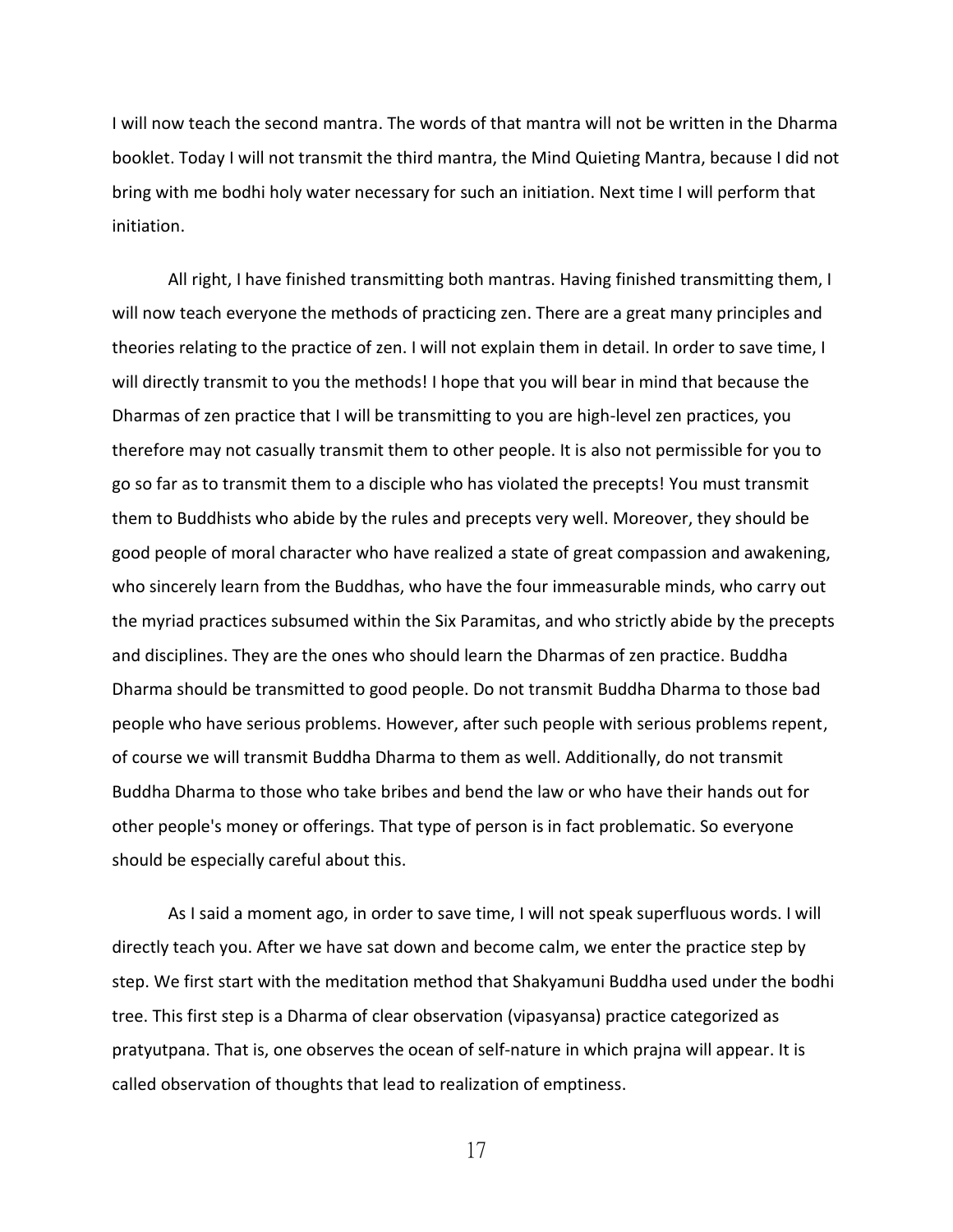I will now teach the second mantra. The words of that mantra will not be written in the Dharma booklet. Today I will not transmit the third mantra, the Mind Quieting Mantra, because I did not bring with me bodhi holy water necessary for such an initiation. Next time I will perform that initiation.

All right, I have finished transmitting both mantras. Having finished transmitting them, I will now teach everyone the methods of practicing zen. There are a great many principles and theories relating to the practice of zen. I will not explain them in detail. In order to save time, I will directly transmit to you the methods! I hope that you will bear in mind that because the Dharmas of zen practice that I will be transmitting to you are high-level zen practices, you therefore may not casually transmit them to other people. It is also not permissible for you to go so far as to transmit them to a disciple who has violated the precepts! You must transmit them to Buddhists who abide by the rules and precepts very well. Moreover, they should be good people of moral character who have realized a state of great compassion and awakening, who sincerely learn from the Buddhas, who have the four immeasurable minds, who carry out the myriad practices subsumed within the Six Paramitas, and who strictly abide by the precepts and disciplines. They are the ones who should learn the Dharmas of zen practice. Buddha Dharma should be transmitted to good people. Do not transmit Buddha Dharma to those bad people who have serious problems. However, after such people with serious problems repent, of course we will transmit Buddha Dharma to them as well. Additionally, do not transmit Buddha Dharma to those who take bribes and bend the law or who have their hands out for other people's money or offerings. That type of person is in fact problematic. So everyone should be especially careful about this.

As I said a moment ago, in order to save time, I will not speak superfluous words. I will directly teach you. After we have sat down and become calm, we enter the practice step by step. We first start with the meditation method that Shakyamuni Buddha used under the bodhi tree. This first step is a Dharma of clear observation (vipasyansa) practice categorized as pratyutpana. That is, one observes the ocean of self-nature in which prajna will appear. It is called observation of thoughts that lead to realization of emptiness.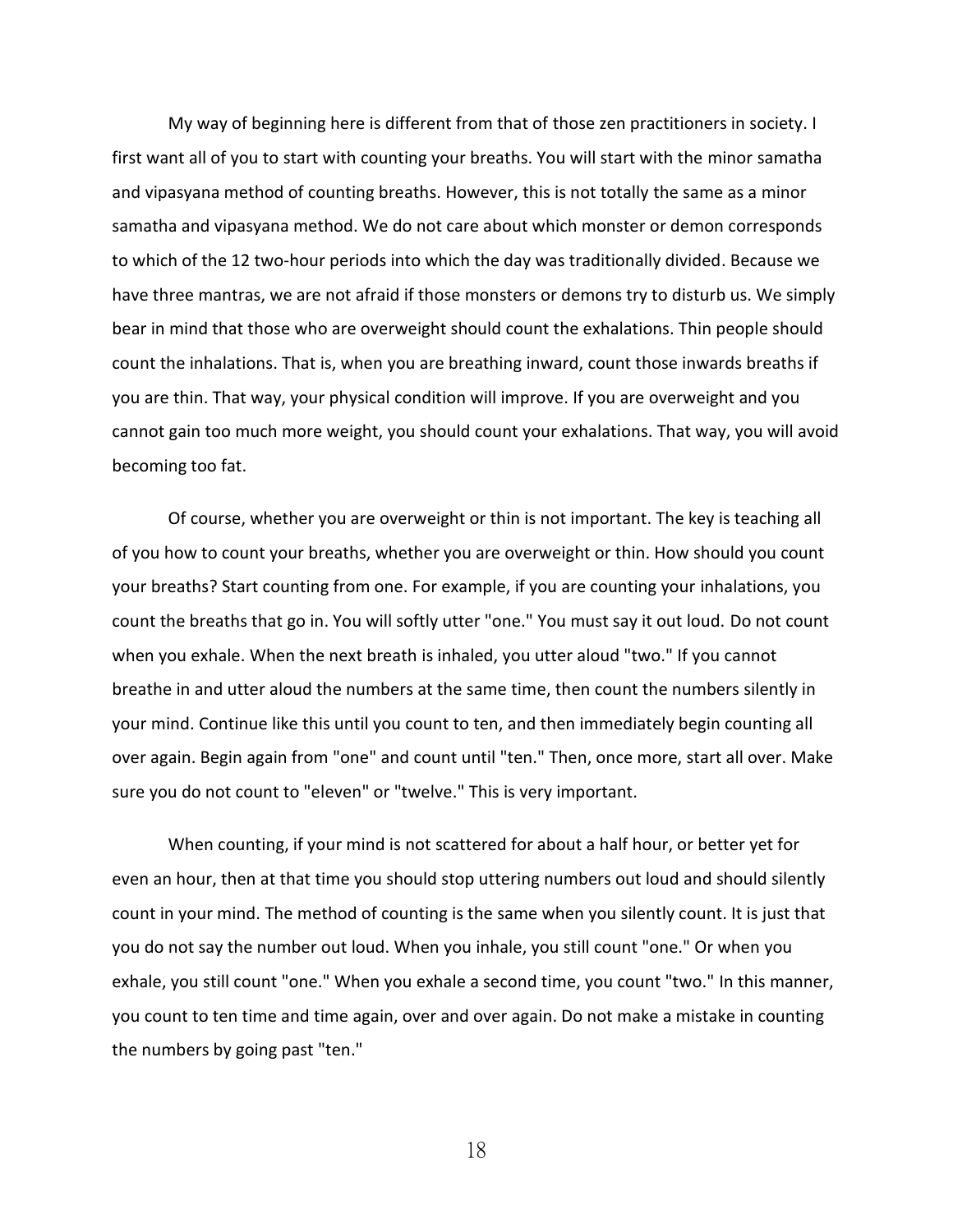My way of beginning here is different from that of those zen practitioners in society. I first want all of you to start with counting your breaths. You will start with the minor samatha and vipasyana method of counting breaths. However, this is not totally the same as a minor samatha and vipasyana method. We do not care about which monster or demon corresponds to which of the 12 two-hour periods into which the day was traditionally divided. Because we have three mantras, we are not afraid if those monsters or demons try to disturb us. We simply bear in mind that those who are overweight should count the exhalations. Thin people should count the inhalations. That is, when you are breathing inward, count those inwards breaths if you are thin. That way, your physical condition will improve. If you are overweight and you cannot gain too much more weight, you should count your exhalations. That way, you will avoid becoming too fat.

Of course, whether you are overweight or thin is not important. The key is teaching all of you how to count your breaths, whether you are overweight or thin. How should you count your breaths? Start counting from one. For example, if you are counting your inhalations, you count the breaths that go in. You will softly utter "one." You must say it out loud. Do not count when you exhale. When the next breath is inhaled, you utter aloud "two." If you cannot breathe in and utter aloud the numbers at the same time, then count the numbers silently in your mind. Continue like this until you count to ten, and then immediately begin counting all over again. Begin again from "one" and count until "ten." Then, once more, start all over. Make sure you do not count to "eleven" or "twelve." This is very important.

When counting, if your mind is not scattered for about a half hour, or better yet for even an hour, then at that time you should stop uttering numbers out loud and should silently count in your mind. The method of counting is the same when you silently count. It is just that you do not say the number out loud. When you inhale, you still count "one." Or when you exhale, you still count "one." When you exhale a second time, you count "two." In this manner, you count to ten time and time again, over and over again. Do not make a mistake in counting the numbers by going past "ten."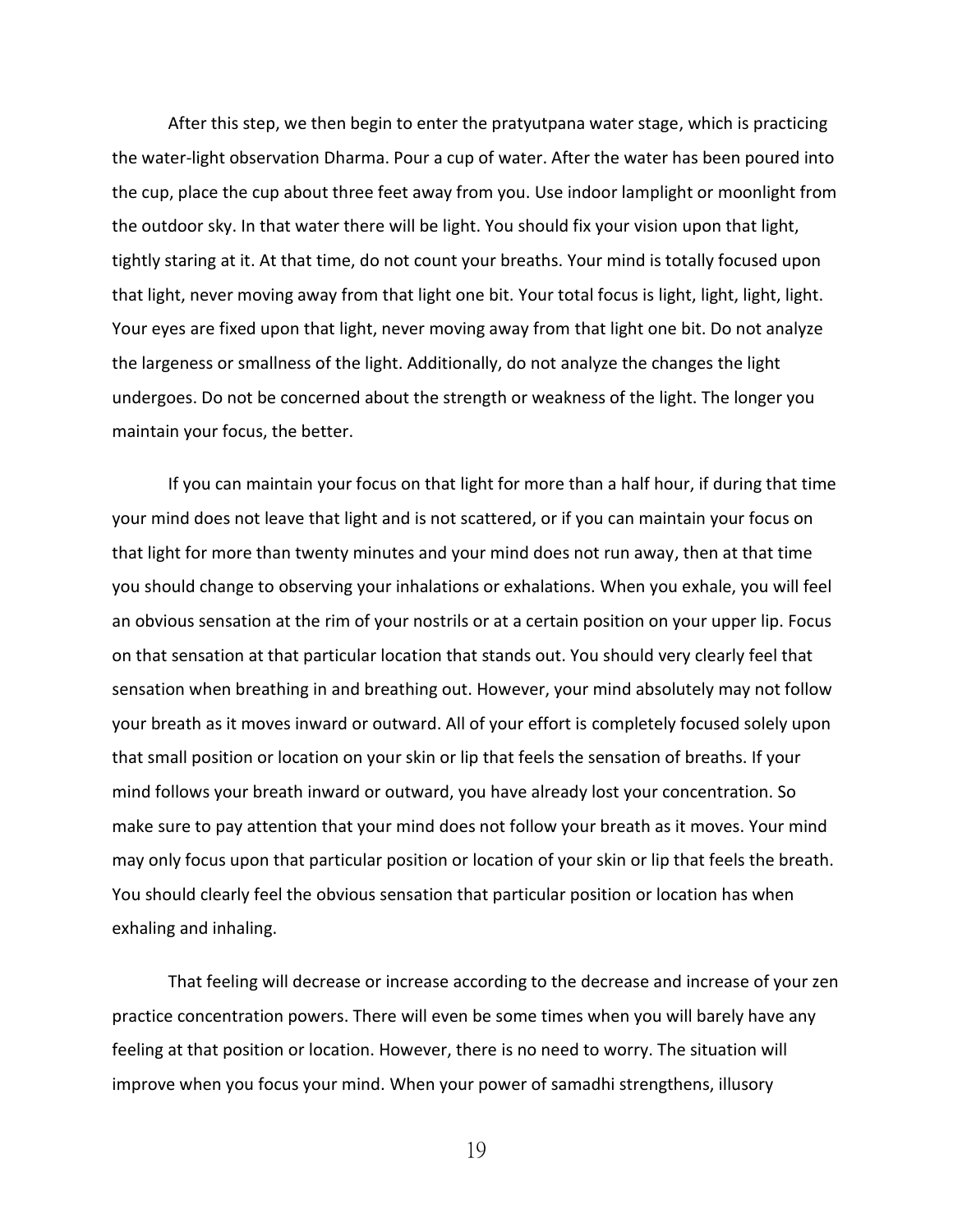After this step, we then begin to enter the pratyutpana water stage, which is practicing the water-light observation Dharma. Pour a cup of water. After the water has been poured into the cup, place the cup about three feet away from you. Use indoor lamplight or moonlight from the outdoor sky. In that water there will be light. You should fix your vision upon that light, tightly staring at it. At that time, do not count your breaths. Your mind is totally focused upon that light, never moving away from that light one bit. Your total focus is light, light, light, light. Your eyes are fixed upon that light, never moving away from that light one bit. Do not analyze the largeness or smallness of the light. Additionally, do not analyze the changes the light undergoes. Do not be concerned about the strength or weakness of the light. The longer you maintain your focus, the better.

If you can maintain your focus on that light for more than a half hour, if during that time your mind does not leave that light and is not scattered, or if you can maintain your focus on that light for more than twenty minutes and your mind does not run away, then at that time you should change to observing your inhalations or exhalations. When you exhale, you will feel an obvious sensation at the rim of your nostrils or at a certain position on your upper lip. Focus on that sensation at that particular location that stands out. You should very clearly feel that sensation when breathing in and breathing out. However, your mind absolutely may not follow your breath as it moves inward or outward. All of your effort is completely focused solely upon that small position or location on your skin or lip that feels the sensation of breaths. If your mind follows your breath inward or outward, you have already lost your concentration. So make sure to pay attention that your mind does not follow your breath as it moves. Your mind may only focus upon that particular position or location of your skin or lip that feels the breath. You should clearly feel the obvious sensation that particular position or location has when exhaling and inhaling.

That feeling will decrease or increase according to the decrease and increase of your zen practice concentration powers. There will even be some times when you will barely have any feeling at that position or location. However, there is no need to worry. The situation will improve when you focus your mind. When your power of samadhi strengthens, illusory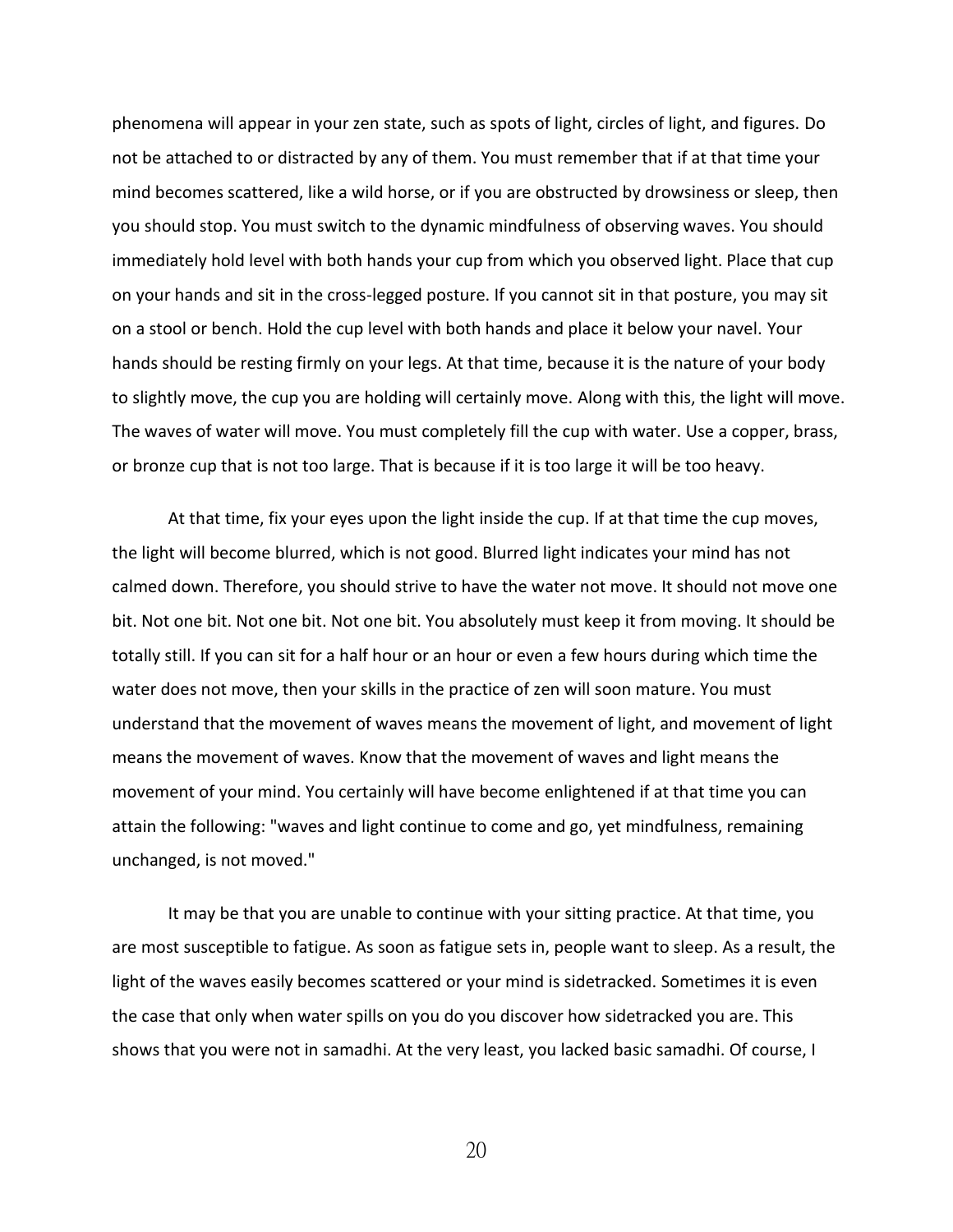phenomena will appear in your zen state, such as spots of light, circles of light, and figures. Do not be attached to or distracted by any of them. You must remember that if at that time your mind becomes scattered, like a wild horse, or if you are obstructed by drowsiness or sleep, then you should stop. You must switch to the dynamic mindfulness of observing waves. You should immediately hold level with both hands your cup from which you observed light. Place that cup on your hands and sit in the cross-legged posture. If you cannot sit in that posture, you may sit on a stool or bench. Hold the cup level with both hands and place it below your navel. Your hands should be resting firmly on your legs. At that time, because it is the nature of your body to slightly move, the cup you are holding will certainly move. Along with this, the light will move. The waves of water will move. You must completely fill the cup with water. Use a copper, brass, or bronze cup that is not too large. That is because if it is too large it will be too heavy.

At that time, fix your eyes upon the light inside the cup. If at that time the cup moves, the light will become blurred, which is not good. Blurred light indicates your mind has not calmed down. Therefore, you should strive to have the water not move. It should not move one bit. Not one bit. Not one bit. Not one bit. You absolutely must keep it from moving. It should be totally still. If you can sit for a half hour or an hour or even a few hours during which time the water does not move, then your skills in the practice of zen will soon mature. You must understand that the movement of waves means the movement of light, and movement of light means the movement of waves. Know that the movement of waves and light means the movement of your mind. You certainly will have become enlightened if at that time you can attain the following: "waves and light continue to come and go, yet mindfulness, remaining unchanged, is not moved."

It may be that you are unable to continue with your sitting practice. At that time, you are most susceptible to fatigue. As soon as fatigue sets in, people want to sleep. As a result, the light of the waves easily becomes scattered or your mind is sidetracked. Sometimes it is even the case that only when water spills on you do you discover how sidetracked you are. This shows that you were not in samadhi. At the very least, you lacked basic samadhi. Of course, I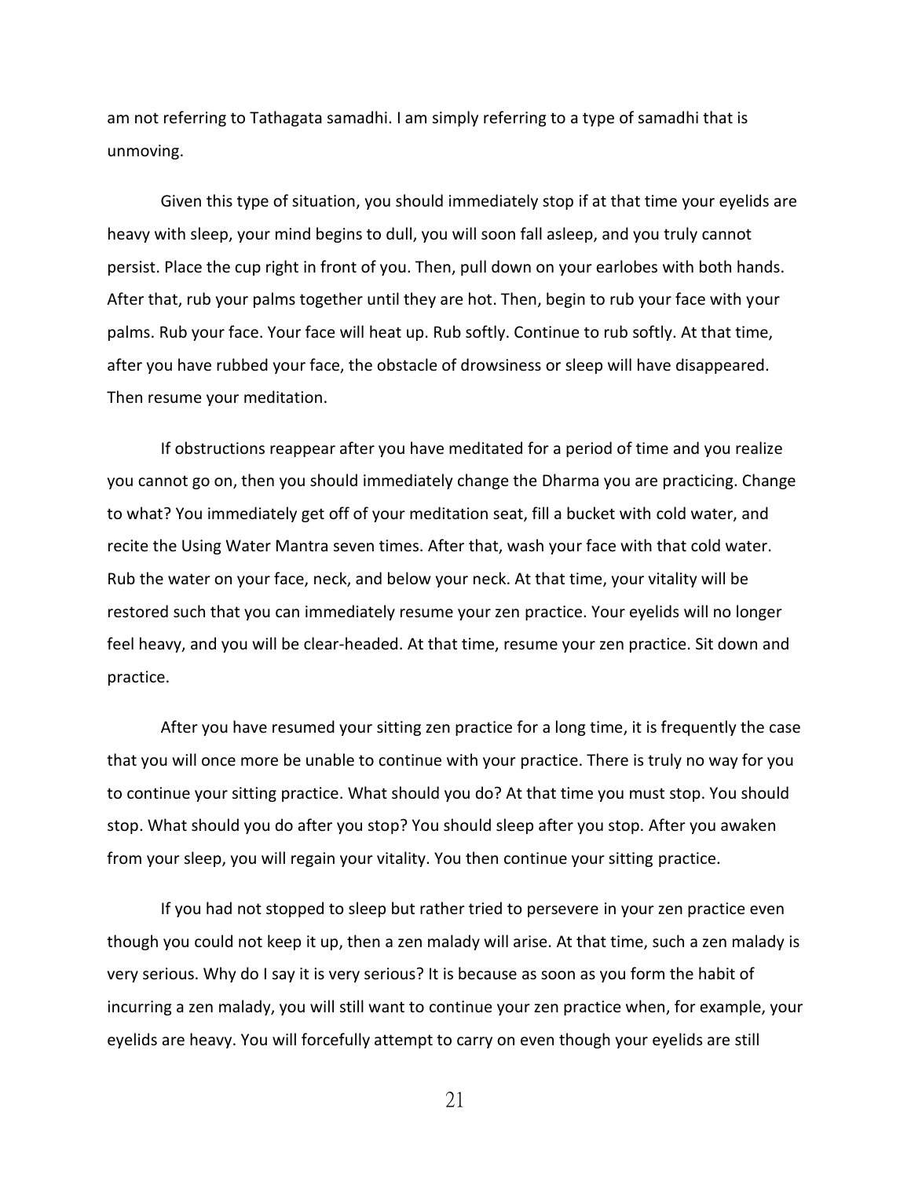am not referring to Tathagata samadhi. I am simply referring to a type of samadhi that is unmoving.

Given this type of situation, you should immediately stop if at that time your eyelids are heavy with sleep, your mind begins to dull, you will soon fall asleep, and you truly cannot persist. Place the cup right in front of you. Then, pull down on your earlobes with both hands. After that, rub your palms together until they are hot. Then, begin to rub your face with your palms. Rub your face. Your face will heat up. Rub softly. Continue to rub softly. At that time, after you have rubbed your face, the obstacle of drowsiness or sleep will have disappeared. Then resume your meditation.

If obstructions reappear after you have meditated for a period of time and you realize you cannot go on, then you should immediately change the Dharma you are practicing. Change to what? You immediately get off of your meditation seat, fill a bucket with cold water, and recite the Using Water Mantra seven times. After that, wash your face with that cold water. Rub the water on your face, neck, and below your neck. At that time, your vitality will be restored such that you can immediately resume your zen practice. Your eyelids will no longer feel heavy, and you will be clear-headed. At that time, resume your zen practice. Sit down and practice.

After you have resumed your sitting zen practice for a long time, it is frequently the case that you will once more be unable to continue with your practice. There is truly no way for you to continue your sitting practice. What should you do? At that time you must stop. You should stop. What should you do after you stop? You should sleep after you stop. After you awaken from your sleep, you will regain your vitality. You then continue your sitting practice.

If you had not stopped to sleep but rather tried to persevere in your zen practice even though you could not keep it up, then a zen malady will arise. At that time, such a zen malady is very serious. Why do I say it is very serious? It is because as soon as you form the habit of incurring a zen malady, you will still want to continue your zen practice when, for example, your eyelids are heavy. You will forcefully attempt to carry on even though your eyelids are still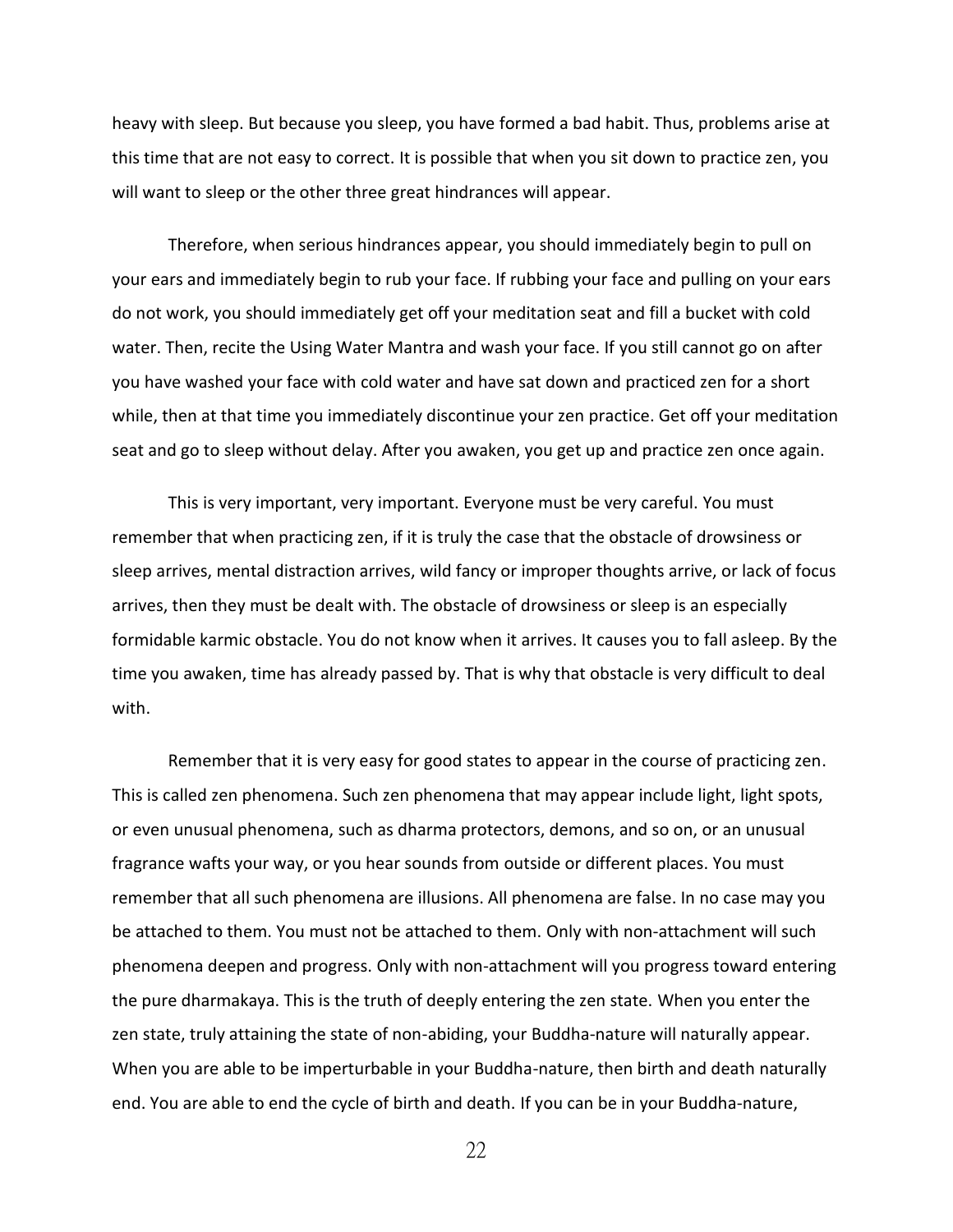heavy with sleep. But because you sleep, you have formed a bad habit. Thus, problems arise at this time that are not easy to correct. It is possible that when you sit down to practice zen, you will want to sleep or the other three great hindrances will appear.

Therefore, when serious hindrances appear, you should immediately begin to pull on your ears and immediately begin to rub your face. If rubbing your face and pulling on your ears do not work, you should immediately get off your meditation seat and fill a bucket with cold water. Then, recite the Using Water Mantra and wash your face. If you still cannot go on after you have washed your face with cold water and have sat down and practiced zen for a short while, then at that time you immediately discontinue your zen practice. Get off your meditation seat and go to sleep without delay. After you awaken, you get up and practice zen once again.

This is very important, very important. Everyone must be very careful. You must remember that when practicing zen, if it is truly the case that the obstacle of drowsiness or sleep arrives, mental distraction arrives, wild fancy or improper thoughts arrive, or lack of focus arrives, then they must be dealt with. The obstacle of drowsiness or sleep is an especially formidable karmic obstacle. You do not know when it arrives. It causes you to fall asleep. By the time you awaken, time has already passed by. That is why that obstacle is very difficult to deal with.

Remember that it is very easy for good states to appear in the course of practicing zen. This is called zen phenomena. Such zen phenomena that may appear include light, light spots, or even unusual phenomena, such as dharma protectors, demons, and so on, or an unusual fragrance wafts your way, or you hear sounds from outside or different places. You must remember that all such phenomena are illusions. All phenomena are false. In no case may you be attached to them. You must not be attached to them. Only with non-attachment will such phenomena deepen and progress. Only with non-attachment will you progress toward entering the pure dharmakaya. This is the truth of deeply entering the zen state. When you enter the zen state, truly attaining the state of non-abiding, your Buddha-nature will naturally appear. When you are able to be imperturbable in your Buddha-nature, then birth and death naturally end. You are able to end the cycle of birth and death. If you can be in your Buddha-nature,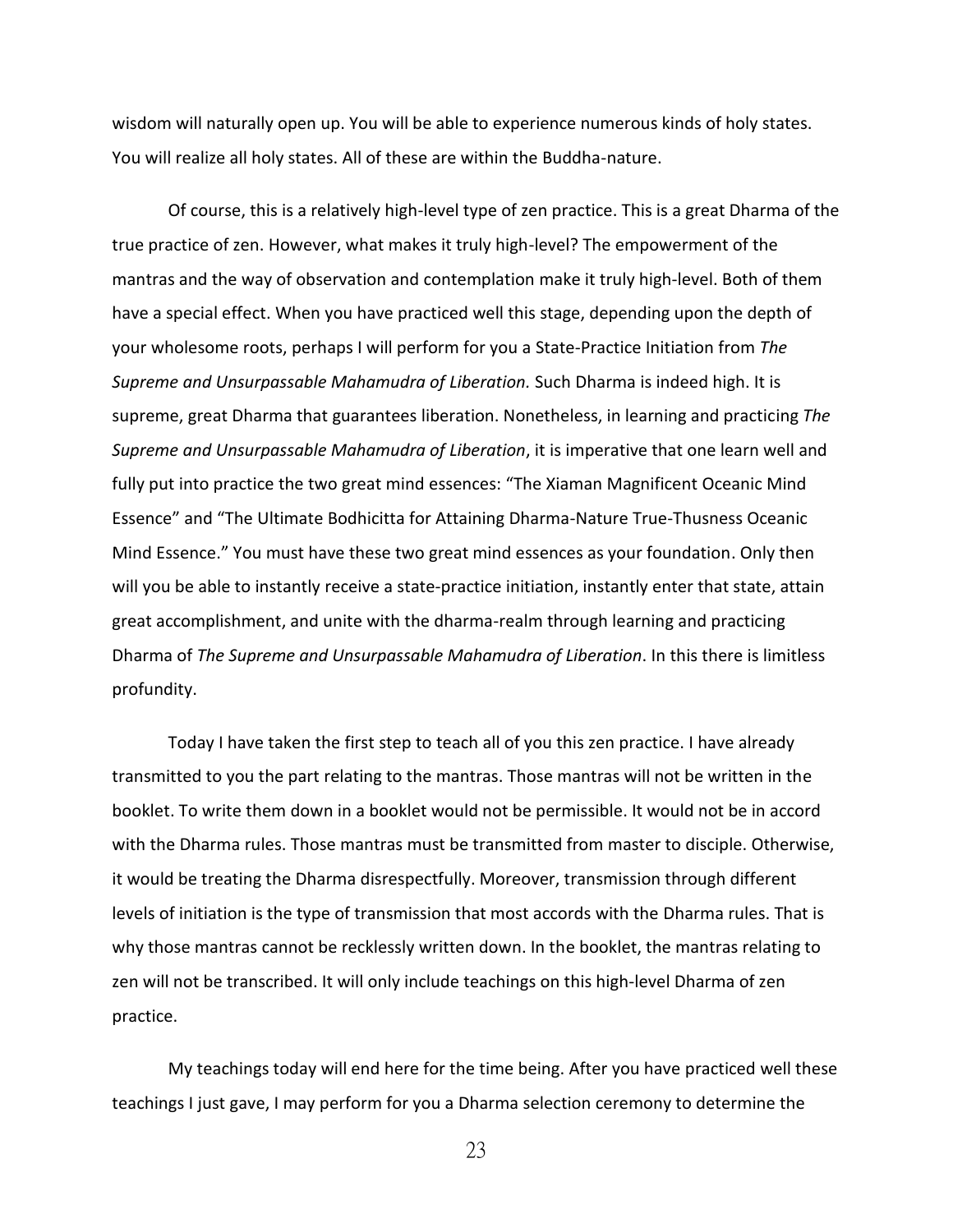wisdom will naturally open up. You will be able to experience numerous kinds of holy states. You will realize all holy states. All of these are within the Buddha-nature.

Of course, this is a relatively high-level type of zen practice. This is a great Dharma of the true practice of zen. However, what makes it truly high-level? The empowerment of the mantras and the way of observation and contemplation make it truly high-level. Both of them have a special effect. When you have practiced well this stage, depending upon the depth of your wholesome roots, perhaps I will perform for you a State-Practice Initiation from *The Supreme and Unsurpassable Mahamudra of Liberation.* Such Dharma is indeed high. It is supreme, great Dharma that guarantees liberation. Nonetheless, in learning and practicing *The Supreme and Unsurpassable Mahamudra of Liberation*, it is imperative that one learn well and fully put into practice the two great mind essences: "The Xiaman Magnificent Oceanic Mind Essence" and "The Ultimate Bodhicitta for Attaining Dharma-Nature True-Thusness Oceanic Mind Essence." You must have these two great mind essences as your foundation. Only then will you be able to instantly receive a state-practice initiation, instantly enter that state, attain great accomplishment, and unite with the dharma-realm through learning and practicing Dharma of *The Supreme and Unsurpassable Mahamudra of Liberation*. In this there is limitless profundity.

Today I have taken the first step to teach all of you this zen practice. I have already transmitted to you the part relating to the mantras. Those mantras will not be written in the booklet. To write them down in a booklet would not be permissible. It would not be in accord with the Dharma rules. Those mantras must be transmitted from master to disciple. Otherwise, it would be treating the Dharma disrespectfully. Moreover, transmission through different levels of initiation is the type of transmission that most accords with the Dharma rules. That is why those mantras cannot be recklessly written down. In the booklet, the mantras relating to zen will not be transcribed. It will only include teachings on this high-level Dharma of zen practice.

My teachings today will end here for the time being. After you have practiced well these teachings I just gave, I may perform for you a Dharma selection ceremony to determine the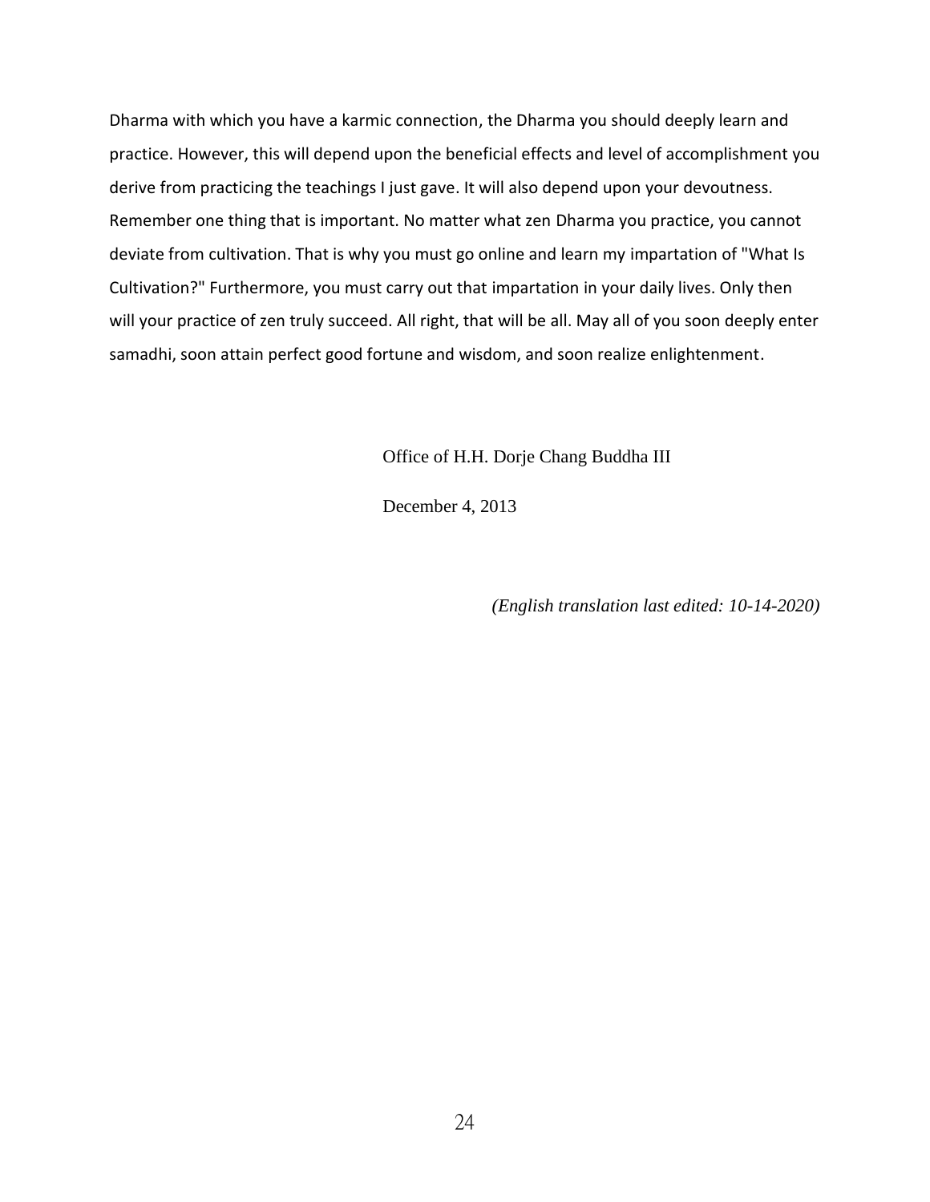Dharma with which you have a karmic connection, the Dharma you should deeply learn and practice. However, this will depend upon the beneficial effects and level of accomplishment you derive from practicing the teachings I just gave. It will also depend upon your devoutness. Remember one thing that is important. No matter what zen Dharma you practice, you cannot deviate from cultivation. That is why you must go online and learn my impartation of "What Is Cultivation?" Furthermore, you must carry out that impartation in your daily lives. Only then will your practice of zen truly succeed. All right, that will be all. May all of you soon deeply enter samadhi, soon attain perfect good fortune and wisdom, and soon realize enlightenment.

Office of H.H. Dorje Chang Buddha III

December 4, 2013

*(English translation last edited: 10-14-2020)*